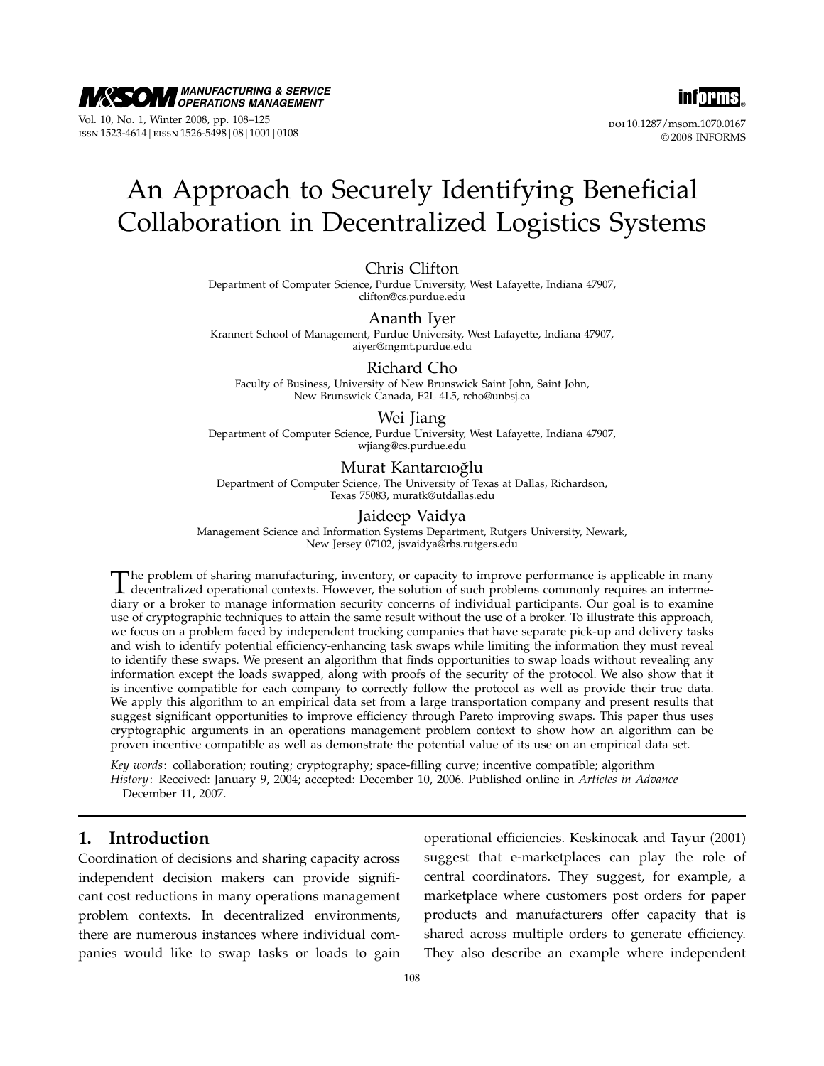# An Approach to Securely Identifying Beneficial Collaboration in Decentralized Logistics Systems

Chris Clifton
Department of Computer Science, Purdue University, West Lafayette, Indiana 47907, clifton@cs.purdue.edu

Ananth Iyer
Krannert School of Management, Purdue University, West Lafayette, Indiana 47907, aiyer@mgmt.purdue.edu

Richard Cho
Faculty of Business, University of New Brunswick Saint John, Saint John, New Brunswick Canada, E2L 4L5, rcho@unbsj.ca

Wei Jiang
Department of Computer Science, Purdue University, West Lafayette, Indiana 47907, wjiang@cs.purdue.edu

Murat Kantarcıoğlu
Department of Computer Science, The University of Texas at Dallas, Richardson, Texas 75083, muratk@utdallas.edu

Jaideep Vaidya
Management Science and Information Systems Department, Rutgers University, Newark, New Jersey 07102, jsvaidya@rbs.rutgers.edu

The problem of sharing manufacturing, inventory, or capacity to improve performance is applicable in many decentralized operational contexts. However, the solution of such problems commonly requires an intermediary or a broker to manage information security concerns of individual participants. Our goal is to examine use of cryptographic techniques to attain the same result without the use of a broker. To illustrate this approach, we focus on a problem faced by independent trucking companies that have separate pick-up and delivery tasks and wish to identify potential efficiency-enhancing task swaps while limiting the information they must reveal to identify these swaps. We present an algorithm that finds opportunities to swap loads without revealing any information except the loads swapped, along with proofs of the security of the protocol. We also show that it is incentive compatible for each company to correctly follow the protocol as well as provide their true data. We apply this algorithm to an empirical data set from a large transportation company and present results that suggest significant opportunities to improve efficiency through Pareto improving swaps. This paper thus uses cryptographic arguments in an operations management problem context to show how an algorithm can be proven incentive compatible as well as demonstrate the potential value of its use on an empirical data set.

*Key words*: collaboration; routing; cryptography; space-filling curve; incentive compatible; algorithm
*History*: Received: January 9, 2004; accepted: December 10, 2006. Published online in *Articles in Advance* December 11, 2007.

## 1. Introduction

Coordination of decisions and sharing capacity across independent decision makers can provide significant cost reductions in many operations management problem contexts. In decentralized environments, there are numerous instances where individual companies would like to swap tasks or loads to gain operational efficiencies. Keskinocak and Tayur (2001) suggest that e-marketplaces can play the role of central coordinators. They suggest, for example, a marketplace where customers post orders for paper products and manufacturers offer capacity that is shared across multiple orders to generate efficiency. They also describe an example where independent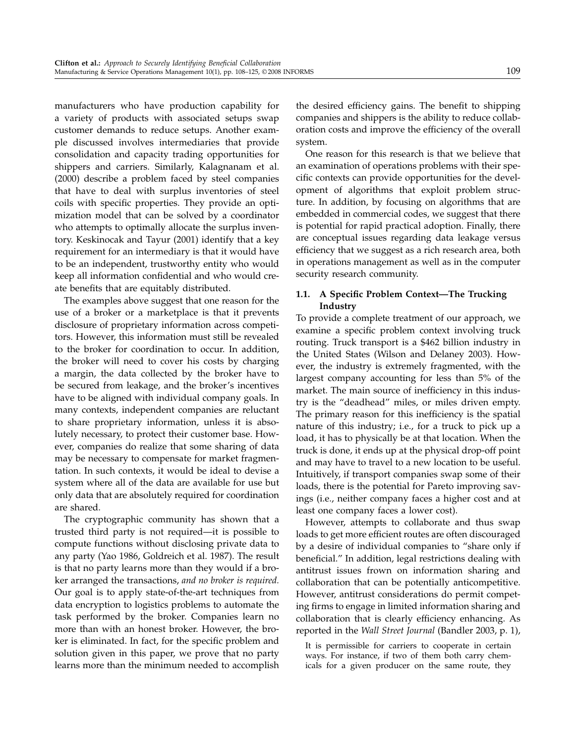manufacturers who have production capability for a variety of products with associated setups swap customer demands to reduce setups. Another example discussed involves intermediaries that provide consolidation and capacity trading opportunities for shippers and carriers. Similarly, Kalagnanam et al. (2000) describe a problem faced by steel companies that have to deal with surplus inventories of steel coils with specific properties. They provide an optimization model that can be solved by a coordinator who attempts to optimally allocate the surplus inventory. Keskinocak and Tayur (2001) identify that a key requirement for an intermediary is that it would have to be an independent, trustworthy entity who would keep all information confidential and who would create benefits that are equitably distributed.

The examples above suggest that one reason for the use of a broker or a marketplace is that it prevents disclosure of proprietary information across competitors. However, this information must still be revealed to the broker for coordination to occur. In addition, the broker will need to cover his costs by charging a margin, the data collected by the broker have to be secured from leakage, and the broker's incentives have to be aligned with individual company goals. In many contexts, independent companies are reluctant to share proprietary information, unless it is absolutely necessary, to protect their customer base. However, companies do realize that some sharing of data may be necessary to compensate for market fragmentation. In such contexts, it would be ideal to devise a system where all of the data are available for use but only data that are absolutely required for coordination are shared.

The cryptographic community has shown that a trusted third party is not required—it is possible to compute functions without disclosing private data to any party (Yao 1986, Goldreich et al. 1987). The result is that no party learns more than they would if a broker arranged the transactions, *and no broker is required.* Our goal is to apply state-of-the-art techniques from data encryption to logistics problems to automate the task performed by the broker. Companies learn no more than with an honest broker. However, the broker is eliminated. In fact, for the specific problem and solution given in this paper, we prove that no party learns more than the minimum needed to accomplish the desired efficiency gains. The benefit to shipping companies and shippers is the ability to reduce collaboration costs and improve the efficiency of the overall system.

One reason for this research is that we believe that an examination of operations problems with their specific contexts can provide opportunities for the development of algorithms that exploit problem structure. In addition, by focusing on algorithms that are embedded in commercial codes, we suggest that there is potential for rapid practical adoption. Finally, there are conceptual issues regarding data leakage versus efficiency that we suggest as a rich research area, both in operations management as well as in the computer security research community.

### 1.1. A Specific Problem Context—The Trucking Industry

To provide a complete treatment of our approach, we examine a specific problem context involving truck routing. Truck transport is a $462 billion industry in the United States (Wilson and Delaney 2003). However, the industry is extremely fragmented, with the largest company accounting for less than 5% of the market. The main source of inefficiency in this industry is the "deadhead" miles, or miles driven empty. The primary reason for this inefficiency is the spatial nature of this industry; i.e., for a truck to pick up a load, it has to physically be at that location. When the truck is done, it ends up at the physical drop-off point and may have to travel to a new location to be useful. Intuitively, if transport companies swap some of their loads, there is the potential for Pareto improving savings (i.e., neither company faces a higher cost and at least one company faces a lower cost).

However, attempts to collaborate and thus swap loads to get more efficient routes are often discouraged by a desire of individual companies to "share only if beneficial." In addition, legal restrictions dealing with antitrust issues frown on information sharing and collaboration that can be potentially anticompetitive. However, antitrust considerations do permit competing firms to engage in limited information sharing and collaboration that is clearly efficiency enhancing. As reported in the *Wall Street Journal* (Bandler 2003, p. 1),

> It is permissible for carriers to cooperate in certain ways. For instance, if two of them both carry chemicals for a given producer on the same route, they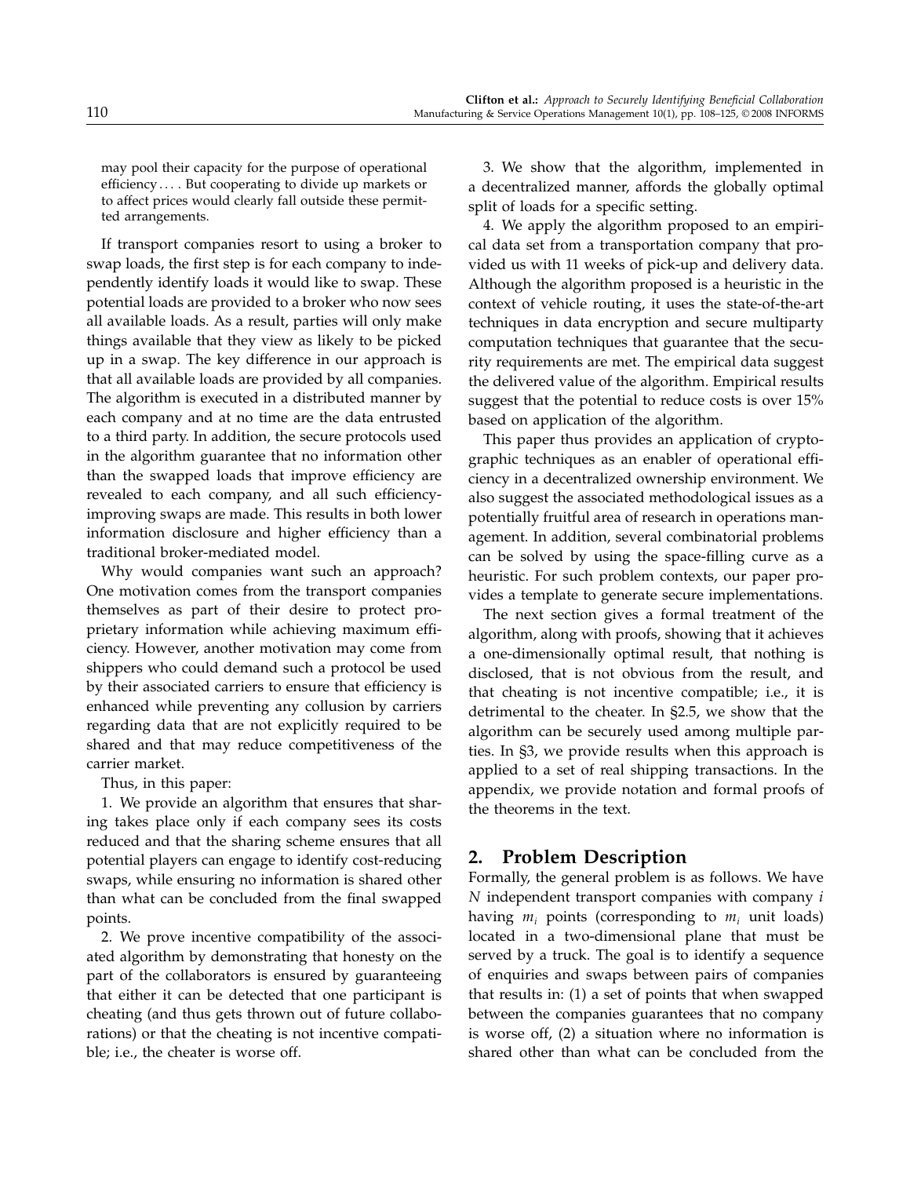may pool their capacity for the purpose of operational efficiency . . . . But cooperating to divide up markets or to affect prices would clearly fall outside these permitted arrangements.

If transport companies resort to using a broker to swap loads, the first step is for each company to independently identify loads it would like to swap. These potential loads are provided to a broker who now sees all available loads. As a result, parties will only make things available that they view as likely to be picked up in a swap. The key difference in our approach is that all available loads are provided by all companies. The algorithm is executed in a distributed manner by each company and at no time are the data entrusted to a third party. In addition, the secure protocols used in the algorithm guarantee that no information other than the swapped loads that improve efficiency are revealed to each company, and all such efficiency-improving swaps are made. This results in both lower information disclosure and higher efficiency than a traditional broker-mediated model.

Why would companies want such an approach? One motivation comes from the transport companies themselves as part of their desire to protect proprietary information while achieving maximum efficiency. However, another motivation may come from shippers who could demand such a protocol be used by their associated carriers to ensure that efficiency is enhanced while preventing any collusion by carriers regarding data that are not explicitly required to be shared and that may reduce competitiveness of the carrier market.

Thus, in this paper:

1. We provide an algorithm that ensures that sharing takes place only if each company sees its costs reduced and that the sharing scheme ensures that all potential players can engage to identify cost-reducing swaps, while ensuring no information is shared other than what can be concluded from the final swapped points.

2. We prove incentive compatibility of the associated algorithm by demonstrating that honesty on the part of the collaborators is ensured by guaranteeing that either it can be detected that one participant is cheating (and thus gets thrown out of future collaborations) or that the cheating is not incentive compatible; i.e., the cheater is worse off.

3. We show that the algorithm, implemented in a decentralized manner, affords the globally optimal split of loads for a specific setting.

4. We apply the algorithm proposed to an empirical data set from a transportation company that provided us with 11 weeks of pick-up and delivery data. Although the algorithm proposed is a heuristic in the context of vehicle routing, it uses the state-of-the-art techniques in data encryption and secure multiparty computation techniques that guarantee that the security requirements are met. The empirical data suggest the delivered value of the algorithm. Empirical results suggest that the potential to reduce costs is over 15% based on application of the algorithm.

This paper thus provides an application of cryptographic techniques as an enabler of operational efficiency in a decentralized ownership environment. We also suggest the associated methodological issues as a potentially fruitful area of research in operations management. In addition, several combinatorial problems can be solved by using the space-filling curve as a heuristic. For such problem contexts, our paper provides a template to generate secure implementations.

The next section gives a formal treatment of the algorithm, along with proofs, showing that it achieves a one-dimensionally optimal result, that nothing is disclosed, that is not obvious from the result, and that cheating is not incentive compatible; i.e., it is detrimental to the cheater. In §2.5, we show that the algorithm can be securely used among multiple parties. In §3, we provide results when this approach is applied to a set of real shipping transactions. In the appendix, we provide notation and formal proofs of the theorems in the text.

## 2. Problem Description

Formally, the general problem is as follows. We have $N$ independent transport companies with company $i$ having $m_i$ points (corresponding to $m_i$ unit loads) located in a two-dimensional plane that must be served by a truck. The goal is to identify a sequence of enquiries and swaps between pairs of companies that results in: (1) a set of points that when swapped between the companies guarantees that no company is worse off, (2) a situation where no information is shared other than what can be concluded from the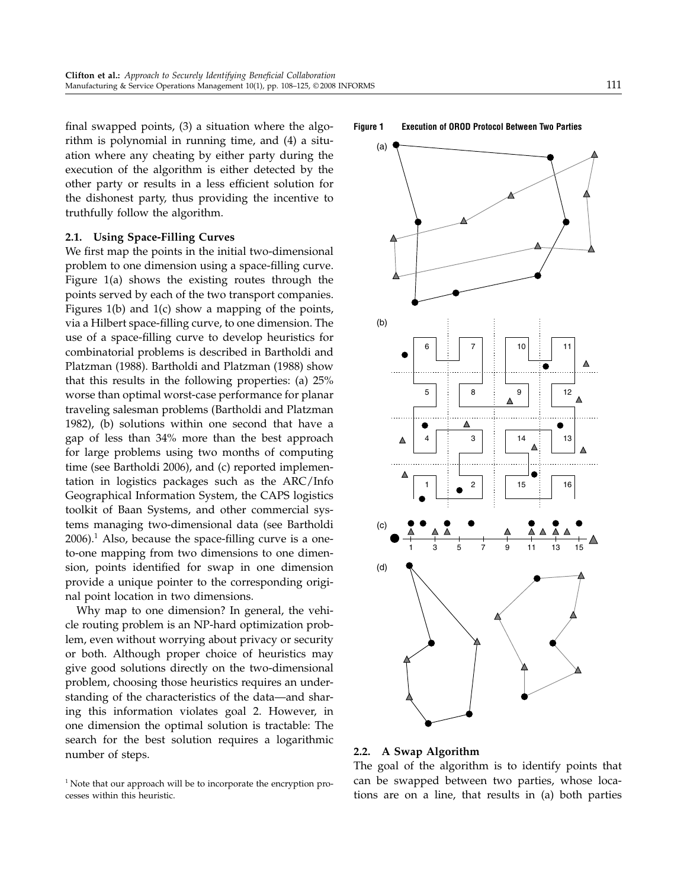final swapped points, (3) a situation where the algorithm is polynomial in running time, and (4) a situation where any cheating by either party during the execution of the algorithm is either detected by the other party or results in a less efficient solution for the dishonest party, thus providing the incentive to truthfully follow the algorithm.

### 2.1. Using Space-Filling Curves

We first map the points in the initial two-dimensional problem to one dimension using a space-filling curve. Figure 1(a) shows the existing routes through the points served by each of the two transport companies. Figures 1(b) and 1(c) show a mapping of the points, via a Hilbert space-filling curve, to one dimension. The use of a space-filling curve to develop heuristics for combinatorial problems is described in Bartholdi and Platzman (1988). Bartholdi and Platzman (1988) show that this results in the following properties: (a) 25% worse than optimal worst-case performance for planar traveling salesman problems (Bartholdi and Platzman 1982), (b) solutions within one second that have a gap of less than 34% more than the best approach for large problems using two months of computing time (see Bartholdi 2006), and (c) reported implementation in logistics packages such as the ARC/Info Geographical Information System, the CAPS logistics toolkit of Baan Systems, and other commercial systems managing two-dimensional data (see Bartholdi 2006).[1] Also, because the space-filling curve is a one-to-one mapping from two dimensions to one dimension, points identified for swap in one dimension provide a unique pointer to the corresponding original point location in two dimensions.

Why map to one dimension? In general, the vehicle routing problem is an NP-hard optimization problem, even without worrying about privacy or security or both. Although proper choice of heuristics may give good solutions directly on the two-dimensional problem, choosing those heuristics requires an understanding of the characteristics of the data—and sharing this information violates goal 2. However, in one dimension the optimal solution is tractable: The search for the best solution requires a logarithmic number of steps.

[1] Note that our approach will be to incorporate the encryption processes within this heuristic.

**Figure 1** Execution of OROD Protocol Between Two Parties

### 2.2. A Swap Algorithm

The goal of the algorithm is to identify points that can be swapped between two parties, whose locations are on a line, that results in (a) both parties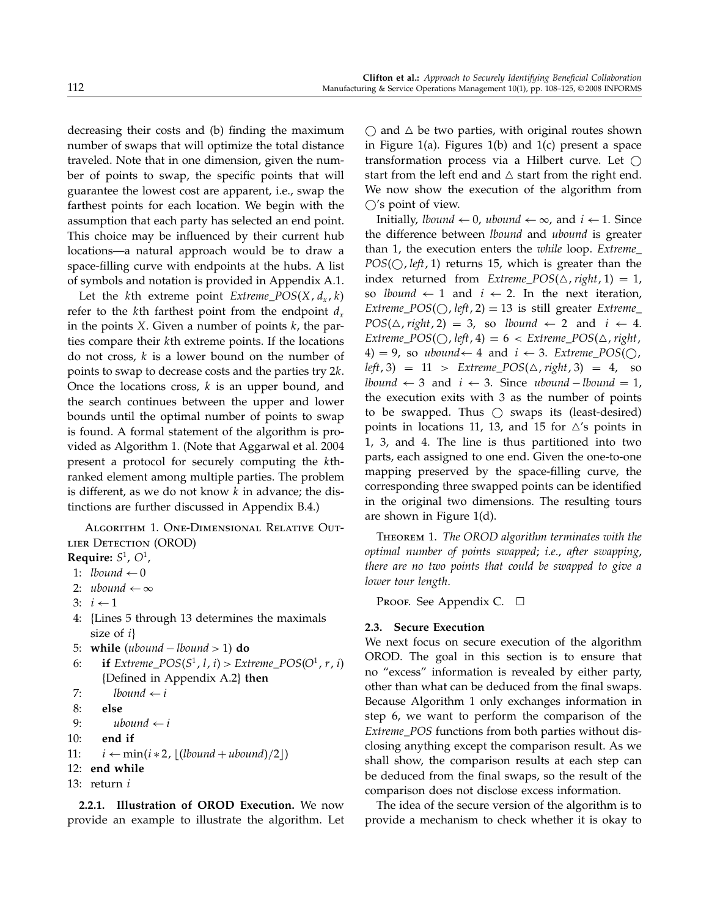decreasing their costs and (b) finding the maximum number of swaps that will optimize the total distance traveled. Note that in one dimension, given the number of points to swap, the specific points that will guarantee the lowest cost are apparent, i.e., swap the farthest points for each location. We begin with the assumption that each party has selected an end point. This choice may be influenced by their current hub locations—a natural approach would be to draw a space-filling curve with endpoints at the hubs. A list of symbols and notation is provided in Appendix A.1.

Let the $k$th extreme point $Extreme\_POS(X, d_x, k)$ refer to the $k$th farthest point from the endpoint $d_x$ in the points $X$. Given a number of points $k$, the parties compare their $k$th extreme points. If the locations do not cross, $k$ is a lower bound on the number of points to swap to decrease costs and the parties try $2k$. Once the locations cross, $k$ is an upper bound, and the search continues between the upper and lower bounds until the optimal number of points to swap is found. A formal statement of the algorithm is provided as Algorithm 1. (Note that Aggarwal et al. 2004 present a protocol for securely computing the $k$th-ranked element among multiple parties. The problem is different, as we do not know $k$ in advance; the distinctions are further discussed in Appendix B.4.)

Algorithm 1. One-Dimensional Relative Outlier Detection (OROD)

**Require:** $S^1$, $O^1$,

```
 1: lbound ← 0
 2: ubound ← ∞
 3: i ← 1
 4: {Lines 5 through 13 determines the maximals
    size of i}
 5: while (ubound − lbound > 1) do
 6:     if Extreme_POS(S^1, l, i) > Extreme_POS(O^1, r, i)
        {Defined in Appendix A.2} then
 7:         lbound ← i
 8:     else
 9:         ubound ← i
10:     end if
11:     i ← min(i * 2, ⌊(lbound + ubound)/2⌋)
12: end while
13: return i
```

**2.2.1. Illustration of OROD Execution.** We now provide an example to illustrate the algorithm. Let $\bigcirc$ and $\triangle$ be two parties, with original routes shown in Figure 1(a). Figures 1(b) and 1(c) present a space transformation process via a Hilbert curve. Let $\bigcirc$ start from the left end and $\triangle$ start from the right end. We now show the execution of the algorithm from $\bigcirc$'s point of view.

Initially, $lbound \leftarrow 0$, $ubound \leftarrow \infty$, and $i \leftarrow 1$. Since the difference between *lbound* and *ubound* is greater than 1, the execution enters the *while* loop. $Extreme\_POS(\bigcirc, left, 1)$ returns 15, which is greater than the index returned from $Extreme\_POS(\triangle, right, 1) = 1$, so $lbound \leftarrow 1$ and $i \leftarrow 2$. In the next iteration, $Extreme\_POS(\bigcirc, left, 2) = 13$ is still greater $Extreme\_POS(\triangle, right, 2) = 3$, so $lbound \leftarrow 2$ and $i \leftarrow 4$. $Extreme\_POS(\bigcirc, left, 4) = 6 < Extreme\_POS(\triangle, right, 4) = 9$, so $ubound \leftarrow 4$ and $i \leftarrow 3$. $Extreme\_POS(\bigcirc, left, 3) = 11 > Extreme\_POS(\triangle, right, 3) = 4$, so $lbound \leftarrow 3$ and $i \leftarrow 3$. Since $ubound - lbound = 1$, the execution exits with 3 as the number of points to be swapped. Thus $\bigcirc$ swaps its (least-desired) points in locations 11, 13, and 15 for $\triangle$'s points in 1, 3, and 4. The line is thus partitioned into two parts, each assigned to one end. Given the one-to-one mapping preserved by the space-filling curve, the corresponding three swapped points can be identified in the original two dimensions. The resulting tours are shown in Figure 1(d).

Theorem 1. *The OROD algorithm terminates with the optimal number of points swapped; i.e., after swapping, there are no two points that could be swapped to give a lower tour length.*

Proof. See Appendix C. □

### 2.3. Secure Execution

We next focus on secure execution of the algorithm OROD. The goal in this section is to ensure that no "excess" information is revealed by either party, other than what can be deduced from the final swaps. Because Algorithm 1 only exchanges information in step 6, we want to perform the comparison of the *Extreme_POS* functions from both parties without disclosing anything except the comparison result. As we shall show, the comparison results at each step can be deduced from the final swaps, so the result of the comparison does not disclose excess information.

The idea of the secure version of the algorithm is to provide a mechanism to check whether it is okay to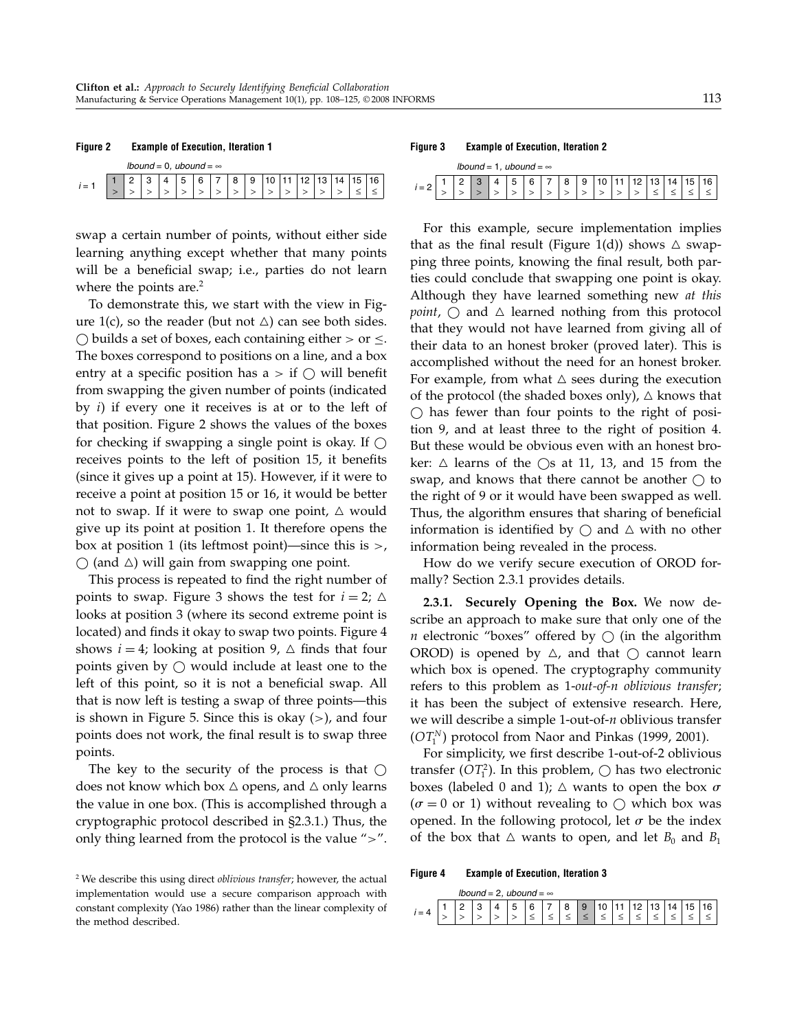**Figure 2 Example of Execution, Iteration 1**

*lbound* = 0, *ubound* = ∞

| $i = 1$ | 1 | 2 | 3 | 4 | 5 | 6 | 7 | 8 | 9 | 10 | 11 | 12 | 13 | 14 | 15 | 16 |
|---|---|---|---|---|---|---|---|---|---|---|---|---|---|---|---|---|
| | > | > | > | > | > | > | > | > | > | > | > | > | > | > | ≤ | ≤ |

swap a certain number of points, without either side learning anything except whether that many points will be a beneficial swap; i.e., parties do not learn where the points are.[2]

To demonstrate this, we start with the view in Figure 1(c), so the reader (but not △) can see both sides. ◯ builds a set of boxes, each containing either > or ≤. The boxes correspond to positions on a line, and a box entry at a specific position has a > if ◯ will benefit from swapping the given number of points (indicated by $i$) if every one it receives is at or to the left of that position. Figure 2 shows the values of the boxes for checking if swapping a single point is okay. If ◯ receives points to the left of position 15, it benefits (since it gives up a point at 15). However, if it were to receive a point at position 15 or 16, it would be better not to swap. If it were to swap one point, △ would give up its point at position 1. It therefore opens the box at position 1 (its leftmost point)—since this is >, ◯ (and △) will gain from swapping one point.

This process is repeated to find the right number of points to swap. Figure 3 shows the test for $i = 2$; △ looks at position 3 (where its second extreme point is located) and finds it okay to swap two points. Figure 4 shows $i = 4$; looking at position 9, △ finds that four points given by ◯ would include at least one to the left of this point, so it is not a beneficial swap. All that is now left is testing a swap of three points—this is shown in Figure 5. Since this is okay (>), and four points does not work, the final result is to swap three points.

The key to the security of the process is that ◯ does not know which box △ opens, and △ only learns the value in one box. (This is accomplished through a cryptographic protocol described in §2.3.1.) Thus, the only thing learned from the protocol is the value ">".

[2] We describe this using direct *oblivious transfer*; however, the actual implementation would use a secure comparison approach with constant complexity (Yao 1986) rather than the linear complexity of the method described.

**Figure 3 Example of Execution, Iteration 2**

*lbound* = 1, *ubound* = ∞

| $i = 2$ | 1 | 2 | 3 | 4 | 5 | 6 | 7 | 8 | 9 | 10 | 11 | 12 | 13 | 14 | 15 | 16 |
|---|---|---|---|---|---|---|---|---|---|---|---|---|---|---|---|---|
| | > | > | > | > | > | > | > | > | > | > | > | > | ≤ | ≤ | ≤ | ≤ |

For this example, secure implementation implies that as the final result (Figure 1(d)) shows △ swapping three points, knowing the final result, both parties could conclude that swapping one point is okay. Although they have learned something new *at this point*, ◯ and △ learned nothing from this protocol that they would not have learned from giving all of their data to an honest broker (proved later). This is accomplished without the need for an honest broker. For example, from what △ sees during the execution of the protocol (the shaded boxes only), △ knows that ◯ has fewer than four points to the right of position 9, and at least three to the right of position 4. But these would be obvious even with an honest broker: △ learns of the ◯s at 11, 13, and 15 from the swap, and knows that there cannot be another ◯ to the right of 9 or it would have been swapped as well. Thus, the algorithm ensures that sharing of beneficial information is identified by ◯ and △ with no other information being revealed in the process.

How do we verify secure execution of OROD formally? Section 2.3.1 provides details.

**2.3.1. Securely Opening the Box.** We now describe an approach to make sure that only one of the $n$ electronic "boxes" offered by ◯ (in the algorithm OROD) is opened by △, and that ◯ cannot learn which box is opened. The cryptography community refers to this problem as 1-*out-of-n oblivious transfer*; it has been the subject of extensive research. Here, we will describe a simple 1-out-of-$n$ oblivious transfer ($OT_1^N$) protocol from Naor and Pinkas (1999, 2001).

For simplicity, we first describe 1-out-of-2 oblivious transfer ($OT_1^2$). In this problem, ◯ has two electronic boxes (labeled 0 and 1); △ wants to open the box $\sigma$ ($\sigma = 0$ or 1) without revealing to ◯ which box was opened. In the following protocol, let $\sigma$ be the index of the box that △ wants to open, and let $B_0$ and $B_1$

**Figure 4 Example of Execution, Iteration 3**

*lbound* = 2, *ubound* = ∞

| $i = 4$ | 1 | 2 | 3 | 4 | 5 | 6 | 7 | 8 | 9 | 10 | 11 | 12 | 13 | 14 | 15 | 16 |
|---|---|---|---|---|---|---|---|---|---|---|---|---|---|---|---|---|
| | > | > | > | > | > | ≤ | ≤ | ≤ | ≤ | ≤ | ≤ | ≤ | ≤ | ≤ | ≤ | ≤ |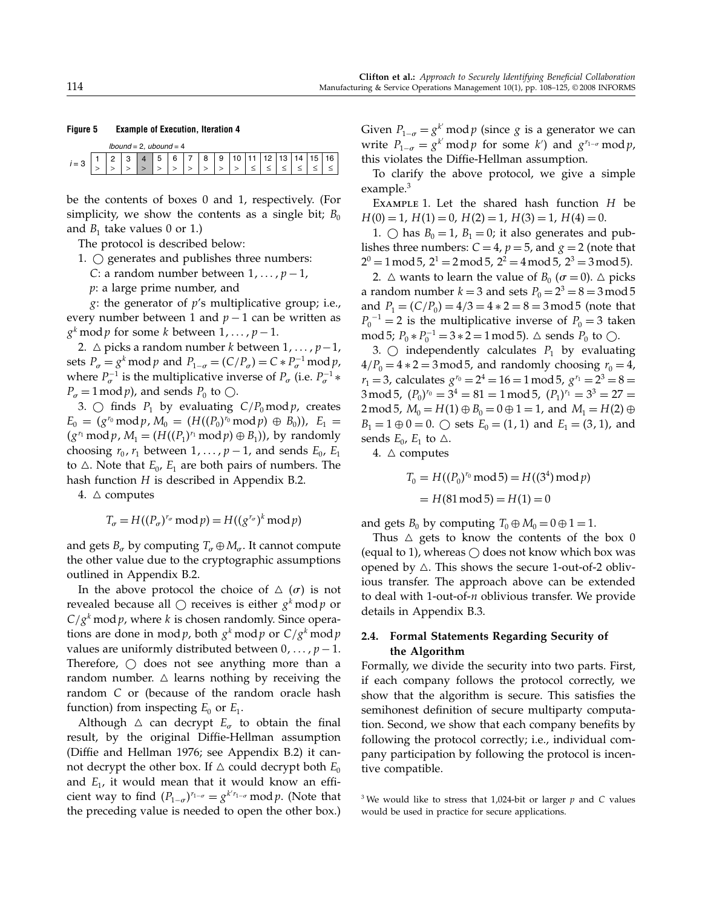**Figure 5 Example of Execution, Iteration 4**

| | *lbound* = 2, *ubound* = 4 | | | | | | | | | | | | | | | |
|---|---|---|---|---|---|---|---|---|---|---|---|---|---|---|---|---|
| $i = 3$ | 1 | 2 | 3 | 4 | 5 | 6 | 7 | 8 | 9 | 10 | 11 | 12 | 13 | 14 | 15 | 16 |
| | > | > | > | > | > | > | > | > | > | > | ≤ | ≤ | ≤ | ≤ | ≤ | ≤ |

be the contents of boxes 0 and 1, respectively. (For simplicity, we show the contents as a single bit; $B_0$ and $B_1$ take values 0 or 1.)

The protocol is described below:

1. ◯ generates and publishes three numbers:
   $C$: a random number between $1, \ldots, p-1$,
   $p$: a large prime number, and
   $g$: the generator of $p$'s multiplicative group; i.e., every number between 1 and $p-1$ can be written as $g^k \bmod p$ for some $k$ between $1, \ldots, p-1$.

2. △ picks a random number $k$ between $1, \ldots, p-1$, sets $P_\sigma = g^k \bmod p$ and $P_{1-\sigma} = (C/P_\sigma) = C * P_\sigma^{-1} \bmod p$, where $P_\sigma^{-1}$ is the multiplicative inverse of $P_\sigma$ (i.e. $P_\sigma^{-1} * P_\sigma = 1 \bmod p$), and sends $P_0$ to ◯.

3. ◯ finds $P_1$ by evaluating $C/P_0 \bmod p$, creates $E_0 = (g^{r_0} \bmod p, M_0 = (H((P_0)^{r_0} \bmod p) \oplus B_0))$, $E_1 = (g^{r_1} \bmod p, M_1 = (H((P_1)^{r_1} \bmod p) \oplus B_1))$, by randomly choosing $r_0, r_1$ between $1, \ldots, p-1$, and sends $E_0$, $E_1$ to △. Note that $E_0$, $E_1$ are both pairs of numbers. The hash function $H$ is described in Appendix B.2.

4. △ computes

$$T_\sigma = H((P_\sigma)^{r_\sigma} \bmod p) = H((g^{r_\sigma})^k \bmod p)$$

and gets $B_\sigma$ by computing $T_\sigma \oplus M_\sigma$. It cannot compute the other value due to the cryptographic assumptions outlined in Appendix B.2.

In the above protocol the choice of △ ($\sigma$) is not revealed because all ◯ receives is either $g^k \bmod p$ or $C/g^k \bmod p$, where $k$ is chosen randomly. Since operations are done in $\bmod p$, both $g^k \bmod p$ or $C/g^k \bmod p$ values are uniformly distributed between $0, \ldots, p-1$. Therefore, ◯ does not see anything more than a random number. △ learns nothing by receiving the random $C$ or (because of the random oracle hash function) from inspecting $E_0$ or $E_1$.

Although △ can decrypt $E_\sigma$ to obtain the final result, by the original Diffie-Hellman assumption (Diffie and Hellman 1976; see Appendix B.2) it cannot decrypt the other box. If △ could decrypt both $E_0$ and $E_1$, it would mean that it would know an efficient way to find $(P_{1-\sigma})^{r_{1-\sigma}} = g^{k' r_{1-\sigma}} \bmod p$. (Note that the preceding value is needed to open the other box.) Given $P_{1-\sigma} = g^{k'} \bmod p$ (since $g$ is a generator we can write $P_{1-\sigma} = g^{k'} \bmod p$ for some $k'$) and $g^{r_{1-\sigma}} \bmod p$, this violates the Diffie-Hellman assumption.

To clarify the above protocol, we give a simple example.[3]

Example 1. Let the shared hash function $H$ be $H(0) = 1$, $H(1) = 0$, $H(2) = 1$, $H(3) = 1$, $H(4) = 0$.

1. ◯ has $B_0 = 1$, $B_1 = 0$; it also generates and publishes three numbers: $C = 4$, $p = 5$, and $g = 2$ (note that $2^0 = 1 \bmod 5$, $2^1 = 2 \bmod 5$, $2^2 = 4 \bmod 5$, $2^3 = 3 \bmod 5$).

2. △ wants to learn the value of $B_0$ ($\sigma = 0$). △ picks a random number $k = 3$ and sets $P_0 = 2^3 = 8 = 3 \bmod 5$ and $P_1 = (C/P_0) = 4/3 = 4 * 2 = 8 = 3 \bmod 5$ (note that $P_0^{-1} = 2$ is the multiplicative inverse of $P_0 = 3$ taken $\bmod 5$; $P_0 * P_0^{-1} = 3 * 2 = 1 \bmod 5$). △ sends $P_0$ to ◯.

3. ◯ independently calculates $P_1$ by evaluating $4/P_0 = 4 * 2 = 3 \bmod 5$, and randomly choosing $r_0 = 4$, $r_1 = 3$, calculates $g^{r_0} = 2^4 = 16 = 1 \bmod 5$, $g^{r_1} = 2^3 = 8 = 3 \bmod 5$, $(P_0)^{r_0} = 3^4 = 81 = 1 \bmod 5$, $(P_1)^{r_1} = 3^3 = 27 = 2 \bmod 5$, $M_0 = H(1) \oplus B_0 = 0 \oplus 1 = 1$, and $M_1 = H(2) \oplus B_1 = 1 \oplus 0 = 0$. ◯ sets $E_0 = (1, 1)$ and $E_1 = (3, 1)$, and sends $E_0$, $E_1$ to △.

4. △ computes

$$T_0 = H((P_0)^{r_0} \bmod 5) = H((3^4) \bmod p) = H(81 \bmod 5) = H(1) = 0$$

and gets $B_0$ by computing $T_0 \oplus M_0 = 0 \oplus 1 = 1$.

Thus △ gets to know the contents of the box 0 (equal to 1), whereas ◯ does not know which box was opened by △. This shows the secure 1-out-of-2 oblivious transfer. The approach above can be extended to deal with 1-out-of-$n$ oblivious transfer. We provide details in Appendix B.3.

### 2.4. Formal Statements Regarding Security of the Algorithm

Formally, we divide the security into two parts. First, if each company follows the protocol correctly, we show that the algorithm is secure. This satisfies the semihonest definition of secure multiparty computation. Second, we show that each company benefits by following the protocol correctly; i.e., individual company participation by following the protocol is incentive compatible.

[3] We would like to stress that 1,024-bit or larger $p$ and $C$ values would be used in practice for secure applications.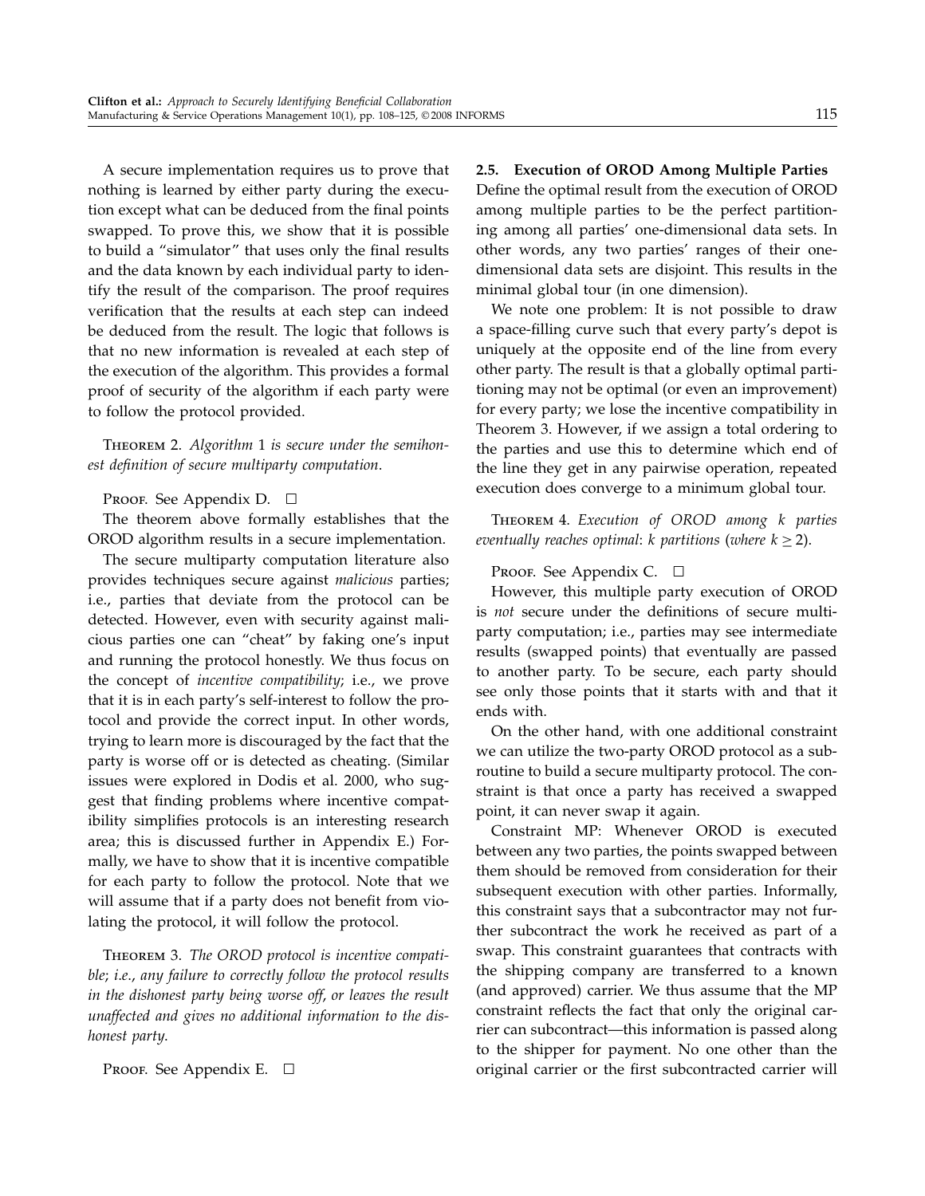A secure implementation requires us to prove that nothing is learned by either party during the execution except what can be deduced from the final points swapped. To prove this, we show that it is possible to build a "simulator" that uses only the final results and the data known by each individual party to identify the result of the comparison. The proof requires verification that the results at each step can indeed be deduced from the result. The logic that follows is that no new information is revealed at each step of the execution of the algorithm. This provides a formal proof of security of the algorithm if each party were to follow the protocol provided.

Theorem 2. *Algorithm* 1 *is secure under the semihonest definition of secure multiparty computation*.

Proof. See Appendix D. □

The theorem above formally establishes that the OROD algorithm results in a secure implementation.

The secure multiparty computation literature also provides techniques secure against *malicious* parties; i.e., parties that deviate from the protocol can be detected. However, even with security against malicious parties one can "cheat" by faking one's input and running the protocol honestly. We thus focus on the concept of *incentive compatibility*; i.e., we prove that it is in each party's self-interest to follow the protocol and provide the correct input. In other words, trying to learn more is discouraged by the fact that the party is worse off or is detected as cheating. (Similar issues were explored in Dodis et al. 2000, who suggest that finding problems where incentive compatibility simplifies protocols is an interesting research area; this is discussed further in Appendix E.) Formally, we have to show that it is incentive compatible for each party to follow the protocol. Note that we will assume that if a party does not benefit from violating the protocol, it will follow the protocol.

Theorem 3. *The OROD protocol is incentive compatible*; *i.e.*, *any failure to correctly follow the protocol results in the dishonest party being worse off*, *or leaves the result unaffected and gives no additional information to the dishonest party*.

Proof. See Appendix E. □

## 2.5. Execution of OROD Among Multiple Parties

Define the optimal result from the execution of OROD among multiple parties to be the perfect partitioning among all parties' one-dimensional data sets. In other words, any two parties' ranges of their one-dimensional data sets are disjoint. This results in the minimal global tour (in one dimension).

We note one problem: It is not possible to draw a space-filling curve such that every party's depot is uniquely at the opposite end of the line from every other party. The result is that a globally optimal partitioning may not be optimal (or even an improvement) for every party; we lose the incentive compatibility in Theorem 3. However, if we assign a total ordering to the parties and use this to determine which end of the line they get in any pairwise operation, repeated execution does converge to a minimum global tour.

Theorem 4. *Execution of OROD among $k$ parties eventually reaches optimal*: *$k$ partitions* (*where $k \geq 2$*).

Proof. See Appendix C. □

However, this multiple party execution of OROD is *not* secure under the definitions of secure multiparty computation; i.e., parties may see intermediate results (swapped points) that eventually are passed to another party. To be secure, each party should see only those points that it starts with and that it ends with.

On the other hand, with one additional constraint we can utilize the two-party OROD protocol as a subroutine to build a secure multiparty protocol. The constraint is that once a party has received a swapped point, it can never swap it again.

Constraint MP: Whenever OROD is executed between any two parties, the points swapped between them should be removed from consideration for their subsequent execution with other parties. Informally, this constraint says that a subcontractor may not further subcontract the work he received as part of a swap. This constraint guarantees that contracts with the shipping company are transferred to a known (and approved) carrier. We thus assume that the MP constraint reflects the fact that only the original carrier can subcontract—this information is passed along to the shipper for payment. No one other than the original carrier or the first subcontracted carrier will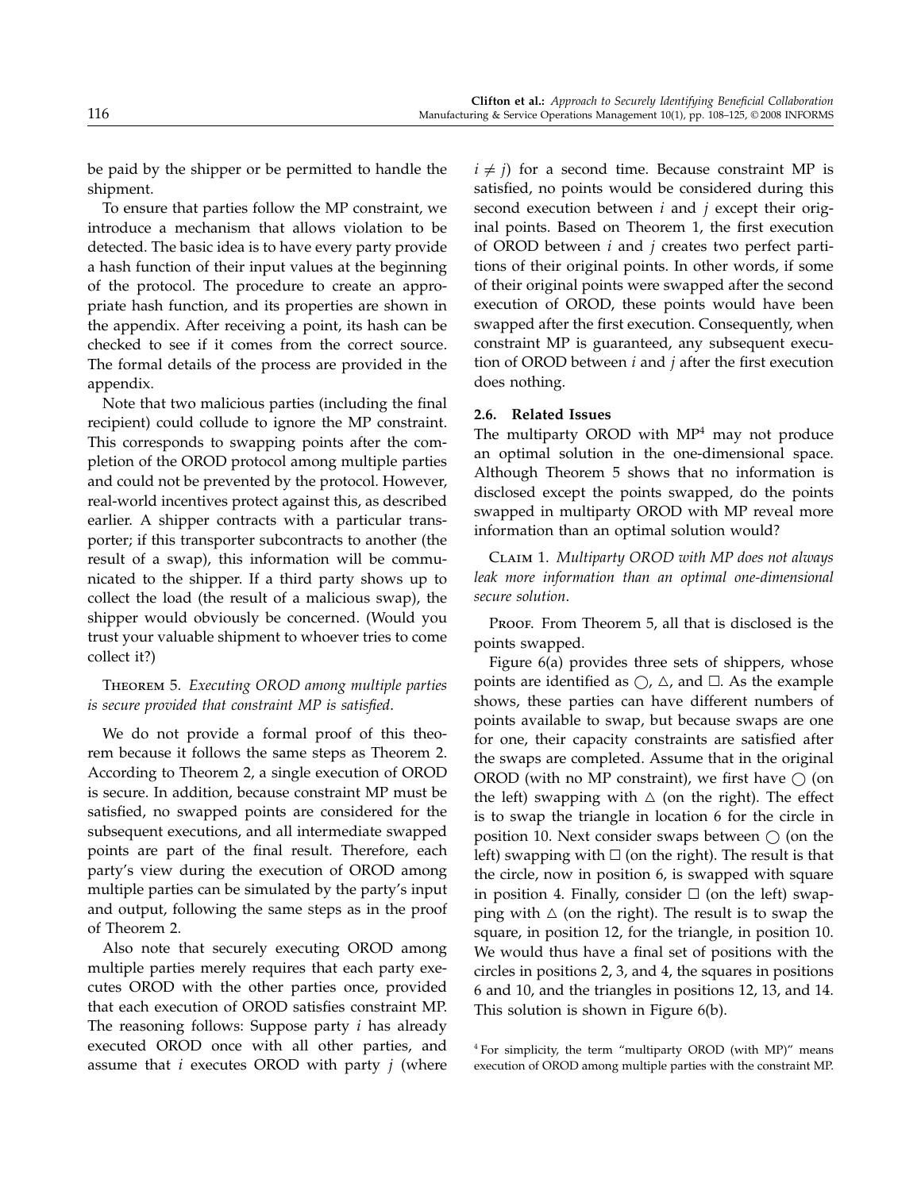be paid by the shipper or be permitted to handle the shipment.

To ensure that parties follow the MP constraint, we introduce a mechanism that allows violation to be detected. The basic idea is to have every party provide a hash function of their input values at the beginning of the protocol. The procedure to create an appropriate hash function, and its properties are shown in the appendix. After receiving a point, its hash can be checked to see if it comes from the correct source. The formal details of the process are provided in the appendix.

Note that two malicious parties (including the final recipient) could collude to ignore the MP constraint. This corresponds to swapping points after the completion of the OROD protocol among multiple parties and could not be prevented by the protocol. However, real-world incentives protect against this, as described earlier. A shipper contracts with a particular transporter; if this transporter subcontracts to another (the result of a swap), this information will be communicated to the shipper. If a third party shows up to collect the load (the result of a malicious swap), the shipper would obviously be concerned. (Would you trust your valuable shipment to whoever tries to come collect it?)

Theorem 5. *Executing OROD among multiple parties is secure provided that constraint MP is satisfied.*

We do not provide a formal proof of this theorem because it follows the same steps as Theorem 2. According to Theorem 2, a single execution of OROD is secure. In addition, because constraint MP must be satisfied, no swapped points are considered for the subsequent executions, and all intermediate swapped points are part of the final result. Therefore, each party's view during the execution of OROD among multiple parties can be simulated by the party's input and output, following the same steps as in the proof of Theorem 2.

Also note that securely executing OROD among multiple parties merely requires that each party executes OROD with the other parties once, provided that each execution of OROD satisfies constraint MP. The reasoning follows: Suppose party $i$ has already executed OROD once with all other parties, and assume that $i$ executes OROD with party $j$ (where $i \neq j$) for a second time. Because constraint MP is satisfied, no points would be considered during this second execution between $i$ and $j$ except their original points. Based on Theorem 1, the first execution of OROD between $i$ and $j$ creates two perfect partitions of their original points. In other words, if some of their original points were swapped after the second execution of OROD, these points would have been swapped after the first execution. Consequently, when constraint MP is guaranteed, any subsequent execution of OROD between $i$ and $j$ after the first execution does nothing.

### 2.6. Related Issues

The multiparty OROD with MP[4] may not produce an optimal solution in the one-dimensional space. Although Theorem 5 shows that no information is disclosed except the points swapped, do the points swapped in multiparty OROD with MP reveal more information than an optimal solution would?

Claim 1. *Multiparty OROD with MP does not always leak more information than an optimal one-dimensional secure solution.*

Proof. From Theorem 5, all that is disclosed is the points swapped.

Figure 6(a) provides three sets of shippers, whose points are identified as ○, △, and □. As the example shows, these parties can have different numbers of points available to swap, but because swaps are one for one, their capacity constraints are satisfied after the swaps are completed. Assume that in the original OROD (with no MP constraint), we first have ○ (on the left) swapping with △ (on the right). The effect is to swap the triangle in location 6 for the circle in position 10. Next consider swaps between ○ (on the left) swapping with □ (on the right). The result is that the circle, now in position 6, is swapped with square in position 4. Finally, consider □ (on the left) swapping with △ (on the right). The result is to swap the square, in position 12, for the triangle, in position 10. We would thus have a final set of positions with the circles in positions 2, 3, and 4, the squares in positions 6 and 10, and the triangles in positions 12, 13, and 14. This solution is shown in Figure 6(b).

[4] For simplicity, the term "multiparty OROD (with MP)" means execution of OROD among multiple parties with the constraint MP.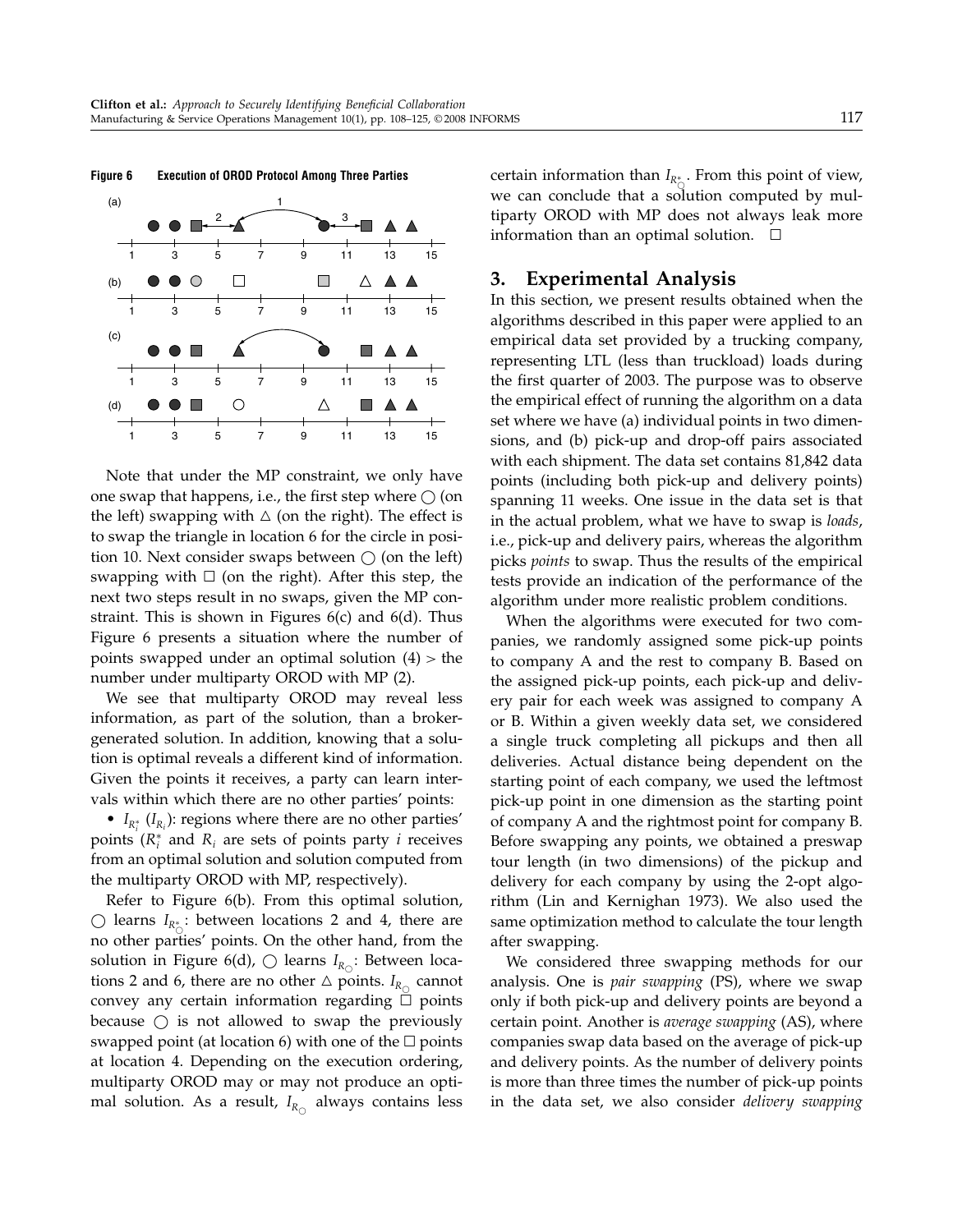**Figure 6 Execution of OROD Protocol Among Three Parties**

(a)

(b)

(c)

(d)

1 3 5 7 9 11 13 15

Note that under the MP constraint, we only have one swap that happens, i.e., the first step where ◯ (on the left) swapping with △ (on the right). The effect is to swap the triangle in location 6 for the circle in position 10. Next consider swaps between ◯ (on the left) swapping with □ (on the right). After this step, the next two steps result in no swaps, given the MP constraint. This is shown in Figures 6(c) and 6(d). Thus Figure 6 presents a situation where the number of points swapped under an optimal solution (4) > the number under multiparty OROD with MP (2).

We see that multiparty OROD may reveal less information, as part of the solution, than a broker-generated solution. In addition, knowing that a solution is optimal reveals a different kind of information. Given the points it receives, a party can learn intervals within which there are no other parties' points:

- $I_{R_i^*}$ ($I_{R_i}$): regions where there are no other parties' points ($R_i^*$ and $R_i$ are sets of points party $i$ receives from an optimal solution and solution computed from the multiparty OROD with MP, respectively).

Refer to Figure 6(b). From this optimal solution, ◯ learns $I_{R_{\bigcirc}^*}$: between locations 2 and 4, there are no other parties' points. On the other hand, from the solution in Figure 6(d), ◯ learns $I_{R_{\bigcirc}}$: Between locations 2 and 6, there are no other △ points. $I_{R_{\bigcirc}}$ cannot convey any certain information regarding □ points because ◯ is not allowed to swap the previously swapped point (at location 6) with one of the □ points at location 4. Depending on the execution ordering, multiparty OROD may or may not produce an optimal solution. As a result, $I_{R_{\bigcirc}}$ always contains less certain information than $I_{R_{\bigcirc}^*}$. From this point of view, we can conclude that a solution computed by multiparty OROD with MP does not always leak more information than an optimal solution. □

## 3. Experimental Analysis

In this section, we present results obtained when the algorithms described in this paper were applied to an empirical data set provided by a trucking company, representing LTL (less than truckload) loads during the first quarter of 2003. The purpose was to observe the empirical effect of running the algorithm on a data set where we have (a) individual points in two dimensions, and (b) pick-up and drop-off pairs associated with each shipment. The data set contains 81,842 data points (including both pick-up and delivery points) spanning 11 weeks. One issue in the data set is that in the actual problem, what we have to swap is *loads*, i.e., pick-up and delivery pairs, whereas the algorithm picks *points* to swap. Thus the results of the empirical tests provide an indication of the performance of the algorithm under more realistic problem conditions.

When the algorithms were executed for two companies, we randomly assigned some pick-up points to company A and the rest to company B. Based on the assigned pick-up points, each pick-up and delivery pair for each week was assigned to company A or B. Within a given weekly data set, we considered a single truck completing all pickups and then all deliveries. Actual distance being dependent on the starting point of each company, we used the leftmost pick-up point in one dimension as the starting point of company A and the rightmost point for company B. Before swapping any points, we obtained a preswap tour length (in two dimensions) of the pickup and delivery for each company by using the 2-opt algorithm (Lin and Kernighan 1973). We also used the same optimization method to calculate the tour length after swapping.

We considered three swapping methods for our analysis. One is *pair swapping* (PS), where we swap only if both pick-up and delivery points are beyond a certain point. Another is *average swapping* (AS), where companies swap data based on the average of pick-up and delivery points. As the number of delivery points is more than three times the number of pick-up points in the data set, we also consider *delivery swapping*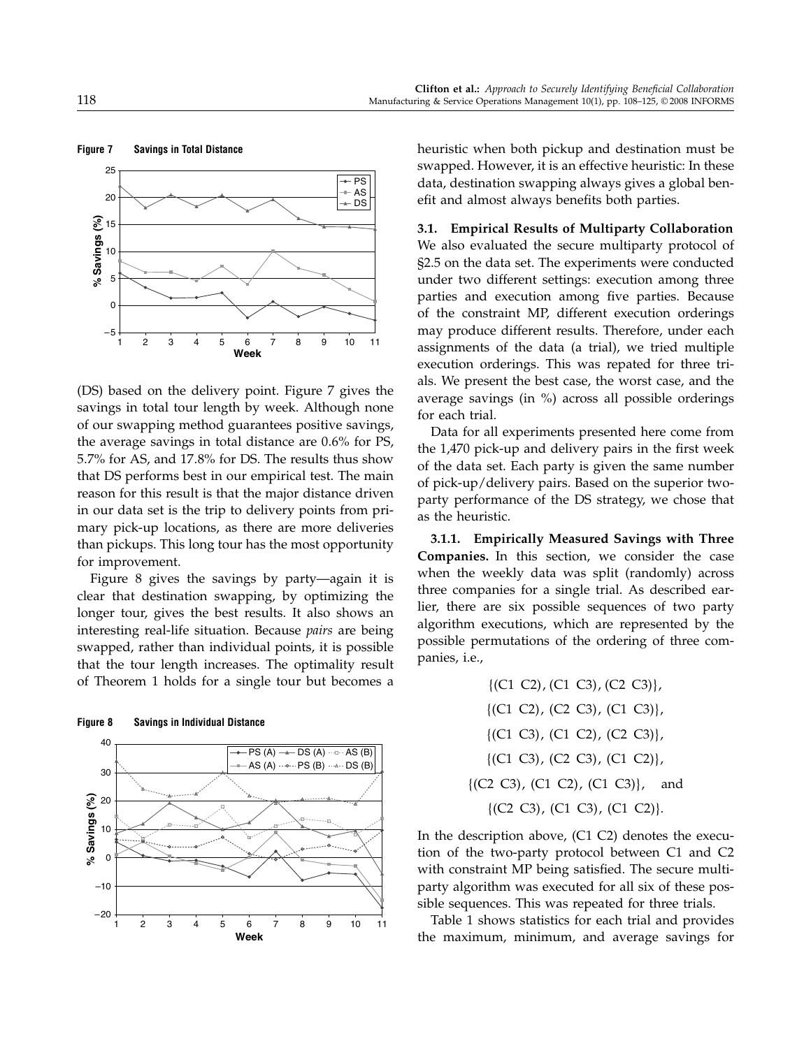**Figure 7 Savings in Total Distance**

(DS) based on the delivery point. Figure 7 gives the savings in total tour length by week. Although none of our swapping method guarantees positive savings, the average savings in total distance are 0.6% for PS, 5.7% for AS, and 17.8% for DS. The results thus show that DS performs best in our empirical test. The main reason for this result is that the major distance driven in our data set is the trip to delivery points from primary pick-up locations, as there are more deliveries than pickups. This long tour has the most opportunity for improvement.

Figure 8 gives the savings by party—again it is clear that destination swapping, by optimizing the longer tour, gives the best results. It also shows an interesting real-life situation. Because *pairs* are being swapped, rather than individual points, it is possible that the tour length increases. The optimality result of Theorem 1 holds for a single tour but becomes a

**Figure 8 Savings in Individual Distance**

heuristic when both pickup and destination must be swapped. However, it is an effective heuristic: In these data, destination swapping always gives a global benefit and almost always benefits both parties.

## 3.1. Empirical Results of Multiparty Collaboration

We also evaluated the secure multiparty protocol of §2.5 on the data set. The experiments were conducted under two different settings: execution among three parties and execution among five parties. Because of the constraint MP, different execution orderings may produce different results. Therefore, under each assignments of the data (a trial), we tried multiple execution orderings. This was repated for three trials. We present the best case, the worst case, and the average savings (in %) across all possible orderings for each trial.

Data for all experiments presented here come from the 1,470 pick-up and delivery pairs in the first week of the data set. Each party is given the same number of pick-up/delivery pairs. Based on the superior two-party performance of the DS strategy, we chose that as the heuristic.

**3.1.1. Empirically Measured Savings with Three Companies.** In this section, we consider the case when the weekly data was split (randomly) across three companies for a single trial. As described earlier, there are six possible sequences of two party algorithm executions, which are represented by the possible permutations of the ordering of three companies, i.e.,

$$\{(C1\ C2), (C1\ C3), (C2\ C3)\},$$
$$\{(C1\ C2), (C2\ C3), (C1\ C3)\},$$
$$\{(C1\ C3), (C1\ C2), (C2\ C3)\},$$
$$\{(C1\ C3), (C2\ C3), (C1\ C2)\},$$
$$\{(C2\ C3), (C1\ C2), (C1\ C3)\}, \quad \text{and}$$
$$\{(C2\ C3), (C1\ C3), (C1\ C2)\}.$$

In the description above, (C1 C2) denotes the execution of the two-party protocol between C1 and C2 with constraint MP being satisfied. The secure multiparty algorithm was executed for all six of these possible sequences. This was repeated for three trials.

Table 1 shows statistics for each trial and provides the maximum, minimum, and average savings for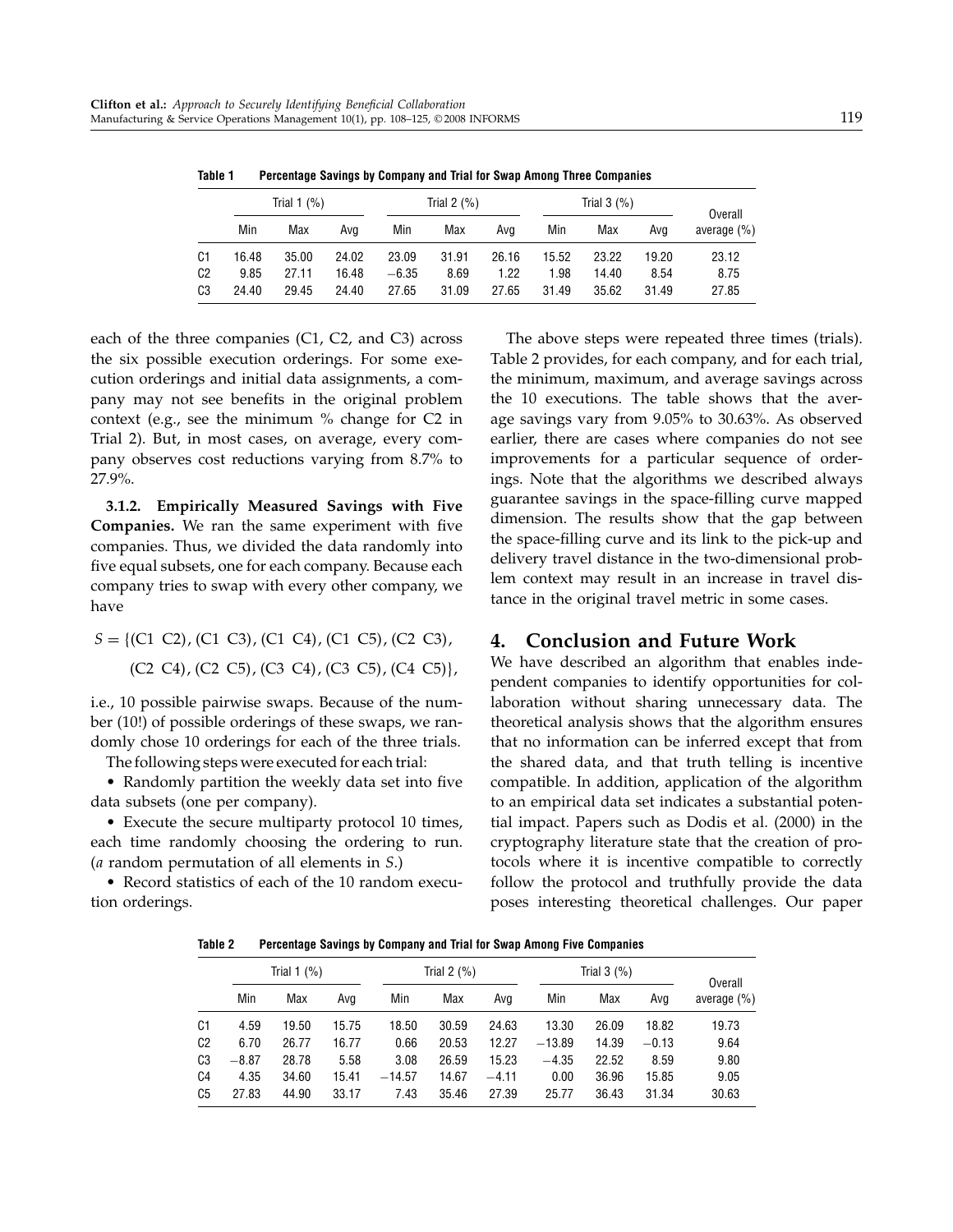**Table 1 Percentage Savings by Company and Trial for Swap Among Three Companies**

| | Trial 1 (%) | | | Trial 2 (%) | | | Trial 3 (%) | | | Overall average (%) |
|---|---|---|---|---|---|---|---|---|---|---|
| | Min | Max | Avg | Min | Max | Avg | Min | Max | Avg | |
| C1 | 16.48 | 35.00 | 24.02 | 23.09 | 31.91 | 26.16 | 15.52 | 23.22 | 19.20 | 23.12 |
| C2 | 9.85 | 27.11 | 16.48 | −6.35 | 8.69 | 1.22 | 1.98 | 14.40 | 8.54 | 8.75 |
| C3 | 24.40 | 29.45 | 24.40 | 27.65 | 31.09 | 27.65 | 31.49 | 35.62 | 31.49 | 27.85 |

each of the three companies (C1, C2, and C3) across the six possible execution orderings. For some execution orderings and initial data assignments, a company may not see benefits in the original problem context (e.g., see the minimum % change for C2 in Trial 2). But, in most cases, on average, every company observes cost reductions varying from 8.7% to 27.9%.

**3.1.2. Empirically Measured Savings with Five Companies.** We ran the same experiment with five companies. Thus, we divided the data randomly into five equal subsets, one for each company. Because each company tries to swap with every other company, we have

$$S = \{(\text{C1 C2}), (\text{C1 C3}), (\text{C1 C4}), (\text{C1 C5}), (\text{C2 C3}), (\text{C2 C4}), (\text{C2 C5}), (\text{C3 C4}), (\text{C3 C5}), (\text{C4 C5})\},$$

i.e., 10 possible pairwise swaps. Because of the number (10!) of possible orderings of these swaps, we randomly chose 10 orderings for each of the three trials.

The following steps were executed for each trial:

- Randomly partition the weekly data set into five data subsets (one per company).
- Execute the secure multiparty protocol 10 times, each time randomly choosing the ordering to run. (*a* random permutation of all elements in *S*.)
- Record statistics of each of the 10 random execution orderings.

The above steps were repeated three times (trials). Table 2 provides, for each company, and for each trial, the minimum, maximum, and average savings across the 10 executions. The table shows that the average savings vary from 9.05% to 30.63%. As observed earlier, there are cases where companies do not see improvements for a particular sequence of orderings. Note that the algorithms we described always guarantee savings in the space-filling curve mapped dimension. The results show that the gap between the space-filling curve and its link to the pick-up and delivery travel distance in the two-dimensional problem context may result in an increase in travel distance in the original travel metric in some cases.

## 4. Conclusion and Future Work

We have described an algorithm that enables independent companies to identify opportunities for collaboration without sharing unnecessary data. The theoretical analysis shows that the algorithm ensures that no information can be inferred except that from the shared data, and that truth telling is incentive compatible. In addition, application of the algorithm to an empirical data set indicates a substantial potential impact. Papers such as Dodis et al. (2000) in the cryptography literature state that the creation of protocols where it is incentive compatible to correctly follow the protocol and truthfully provide the data poses interesting theoretical challenges. Our paper

**Table 2 Percentage Savings by Company and Trial for Swap Among Five Companies**

| | Trial 1 (%) | | | Trial 2 (%) | | | Trial 3 (%) | | | Overall average (%) |
|---|---|---|---|---|---|---|---|---|---|---|
| | Min | Max | Avg | Min | Max | Avg | Min | Max | Avg | |
| C1 | 4.59 | 19.50 | 15.75 | 18.50 | 30.59 | 24.63 | 13.30 | 26.09 | 18.82 | 19.73 |
| C2 | 6.70 | 26.77 | 16.77 | 0.66 | 20.53 | 12.27 | −13.89 | 14.39 | −0.13 | 9.64 |
| C3 | −8.87 | 28.78 | 5.58 | 3.08 | 26.59 | 15.23 | −4.35 | 22.52 | 8.59 | 9.80 |
| C4 | 4.35 | 34.60 | 15.41 | −14.57 | 14.67 | −4.11 | 0.00 | 36.96 | 15.85 | 9.05 |
| C5 | 27.83 | 44.90 | 33.17 | 7.43 | 35.46 | 27.39 | 25.77 | 36.43 | 31.34 | 30.63 |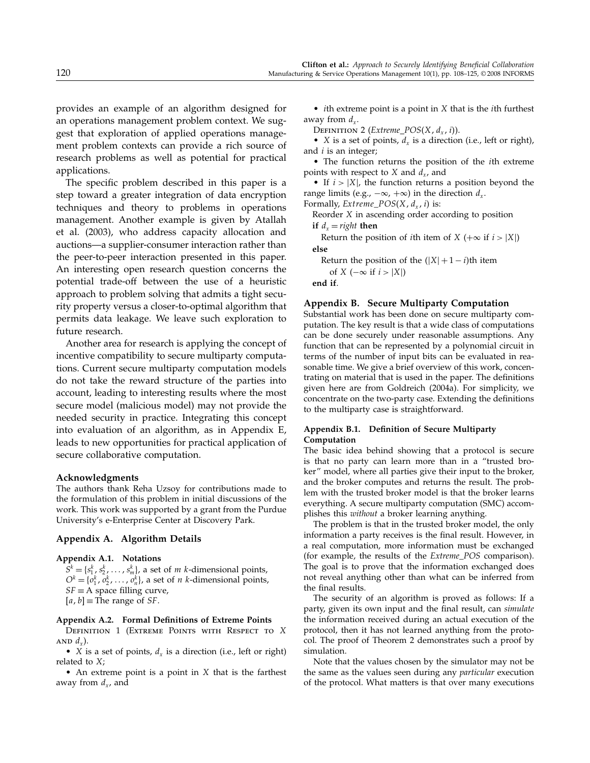provides an example of an algorithm designed for an operations management problem context. We suggest that exploration of applied operations management problem contexts can provide a rich source of research problems as well as potential for practical applications.

The specific problem described in this paper is a step toward a greater integration of data encryption techniques and theory to problems in operations management. Another example is given by Atallah et al. (2003), who address capacity allocation and auctions—a supplier-consumer interaction rather than the peer-to-peer interaction presented in this paper. An interesting open research question concerns the potential trade-off between the use of a heuristic approach to problem solving that admits a tight security property versus a closer-to-optimal algorithm that permits data leakage. We leave such exploration to future research.

Another area for research is applying the concept of incentive compatibility to secure multiparty computations. Current secure multiparty computation models do not take the reward structure of the parties into account, leading to interesting results where the most secure model (malicious model) may not provide the needed security in practice. Integrating this concept into evaluation of an algorithm, as in Appendix E, leads to new opportunities for practical application of secure collaborative computation.

## Acknowledgments

The authors thank Reha Uzsoy for contributions made to the formulation of this problem in initial discussions of the work. This work was supported by a grant from the Purdue University's e-Enterprise Center at Discovery Park.

## Appendix A. Algorithm Details

### Appendix A.1. Notations

$S^k = \{s_1^k, s_2^k, \ldots, s_m^k\}$, a set of $m$ $k$-dimensional points,
$O^k = \{o_1^k, o_2^k, \ldots, o_n^k\}$, a set of $n$ $k$-dimensional points,
$SF \equiv$ A space filling curve,
$[a, b] \equiv$ The range of $SF$.

### Appendix A.2. Formal Definitions of Extreme Points

Definition 1 (Extreme Points with Respect to $X$ and $d_x$).

- $X$ is a set of points, $d_x$ is a direction (i.e., left or right) related to $X$;
- An extreme point is a point in $X$ that is the farthest away from $d_x$, and
- $i$th extreme point is a point in $X$ that is the $i$th furthest away from $d_x$.

Definition 2 (*Extreme_POS*$(X, d_x, i)$).

- $X$ is a set of points, $d_x$ is a direction (i.e., left or right), and $i$ is an integer;
- The function returns the position of the $i$th extreme points with respect to $X$ and $d_x$, and
- If $i > |X|$, the function returns a position beyond the range limits (e.g., $-\infty$, $+\infty$) in the direction $d_x$.

Formally, *Extreme_POS*$(X, d_x, i)$ is:

```
Reorder X in ascending order according to position
if d_x = right then
  Return the position of ith item of X (+∞ if i > |X|)
else
  Return the position of the (|X| + 1 − i)th item
    of X (−∞ if i > |X|)
end if.
```

## Appendix B. Secure Multiparty Computation

Substantial work has been done on secure multiparty computation. The key result is that a wide class of computations can be done securely under reasonable assumptions. Any function that can be represented by a polynomial circuit in terms of the number of input bits can be evaluated in reasonable time. We give a brief overview of this work, concentrating on material that is used in the paper. The definitions given here are from Goldreich (2004a). For simplicity, we concentrate on the two-party case. Extending the definitions to the multiparty case is straightforward.

### Appendix B.1. Definition of Secure Multiparty Computation

The basic idea behind showing that a protocol is secure is that no party can learn more than in a "trusted broker" model, where all parties give their input to the broker, and the broker computes and returns the result. The problem with the trusted broker model is that the broker learns everything. A secure multiparty computation (SMC) accomplishes this *without* a broker learning anything.

The problem is that in the trusted broker model, the only information a party receives is the final result. However, in a real computation, more information must be exchanged (for example, the results of the *Extreme_POS* comparison). The goal is to prove that the information exchanged does not reveal anything other than what can be inferred from the final results.

The security of an algorithm is proved as follows: If a party, given its own input and the final result, can *simulate* the information received during an actual execution of the protocol, then it has not learned anything from the protocol. The proof of Theorem 2 demonstrates such a proof by simulation.

Note that the values chosen by the simulator may not be the same as the values seen during any *particular* execution of the protocol. What matters is that over many executions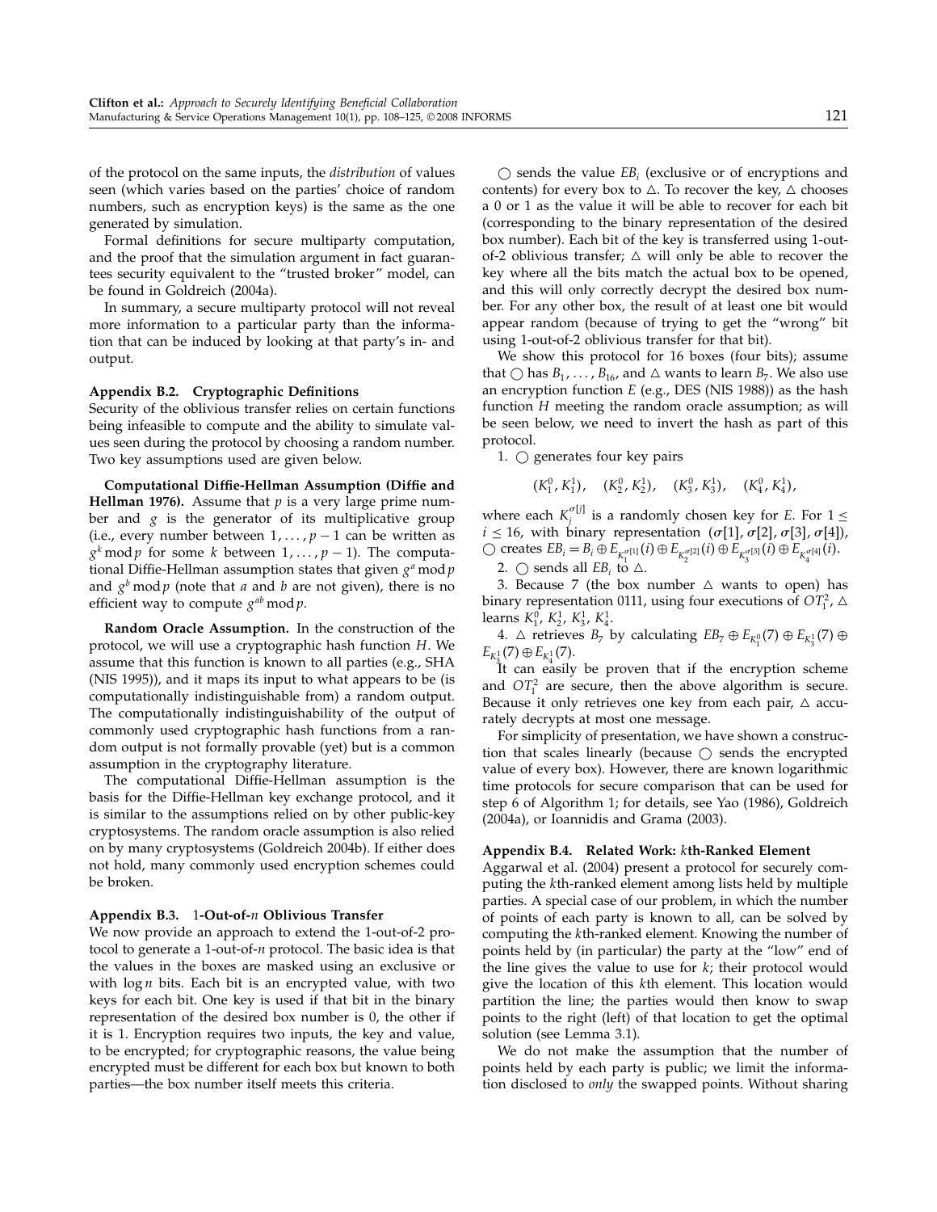of the protocol on the same inputs, the *distribution* of values seen (which varies based on the parties' choice of random numbers, such as encryption keys) is the same as the one generated by simulation.

Formal definitions for secure multiparty computation, and the proof that the simulation argument in fact guarantees security equivalent to the "trusted broker" model, can be found in Goldreich (2004a).

In summary, a secure multiparty protocol will not reveal more information to a particular party than the information that can be induced by looking at that party's in- and output.

### Appendix B.2. Cryptographic Definitions

Security of the oblivious transfer relies on certain functions being infeasible to compute and the ability to simulate values seen during the protocol by choosing a random number. Two key assumptions used are given below.

**Computational Diffie-Hellman Assumption (Diffie and Hellman 1976).** Assume that $p$ is a very large prime number and $g$ is the generator of its multiplicative group (i.e., every number between $1, \ldots, p-1$ can be written as $g^k \bmod p$ for some $k$ between $1, \ldots, p-1$). The computational Diffie-Hellman assumption states that given $g^a \bmod p$ and $g^b \bmod p$ (note that $a$ and $b$ are not given), there is no efficient way to compute $g^{ab} \bmod p$.

**Random Oracle Assumption.** In the construction of the protocol, we will use a cryptographic hash function $H$. We assume that this function is known to all parties (e.g., SHA (NIS 1995)), and it maps its input to what appears to be (is computationally indistinguishable from) a random output. The computationally indistinguishability of the output of commonly used cryptographic hash functions from a random output is not formally provable (yet) but is a common assumption in the cryptography literature.

The computational Diffie-Hellman assumption is the basis for the Diffie-Hellman key exchange protocol, and it is similar to the assumptions relied on by other public-key cryptosystems. The random oracle assumption is also relied on by many cryptosystems (Goldreich 2004b). If either does not hold, many commonly used encryption schemes could be broken.

### Appendix B.3. 1-Out-of-$n$ Oblivious Transfer

We now provide an approach to extend the 1-out-of-2 protocol to generate a 1-out-of-$n$ protocol. The basic idea is that the values in the boxes are masked using an exclusive or with $\log n$ bits. Each bit is an encrypted value, with two keys for each bit. One key is used if that bit in the binary representation of the desired box number is 0, the other if it is 1. Encryption requires two inputs, the key and value, to be encrypted; for cryptographic reasons, the value being encrypted must be different for each box but known to both parties—the box number itself meets this criteria.

$\bigcirc$ sends the value $EB_i$ (exclusive or of encryptions and contents) for every box to $\triangle$. To recover the key, $\triangle$ chooses a 0 or 1 as the value it will be able to recover for each bit (corresponding to the binary representation of the desired box number). Each bit of the key is transferred using 1-out-of-2 oblivious transfer; $\triangle$ will only be able to recover the key where all the bits match the actual box to be opened, and this will only correctly decrypt the desired box number. For any other box, the result of at least one bit would appear random (because of trying to get the "wrong" bit using 1-out-of-2 oblivious transfer for that bit).

We show this protocol for 16 boxes (four bits); assume that $\bigcirc$ has $B_1, \ldots, B_{16}$, and $\triangle$ wants to learn $B_7$. We also use an encryption function $E$ (e.g., DES (NIS 1988)) as the hash function $H$ meeting the random oracle assumption; as will be seen below, we need to invert the hash as part of this protocol.

1. $\bigcirc$ generates four key pairs

$$(K_1^0, K_1^1), \quad (K_2^0, K_2^1), \quad (K_3^0, K_3^1), \quad (K_4^0, K_4^1),$$

where each $K_j^{\sigma[j]}$ is a randomly chosen key for $E$. For $1 \leq i \leq 16$, with binary representation $(\sigma[1], \sigma[2], \sigma[3], \sigma[4])$, $\bigcirc$ creates $EB_i = B_i \oplus E_{K_1^{\sigma[1]}}(i) \oplus E_{K_2^{\sigma[2]}}(i) \oplus E_{K_3^{\sigma[3]}}(i) \oplus E_{K_4^{\sigma[4]}}(i)$.

2. $\bigcirc$ sends all $EB_i$ to $\triangle$.

3. Because 7 (the box number $\triangle$ wants to open) has binary representation 0111, using four executions of $OT_1^2$, $\triangle$ learns $K_1^0$, $K_2^1$, $K_3^1$, $K_4^1$.

4. $\triangle$ retrieves $B_7$ by calculating $EB_7 \oplus E_{K_1^0}(7) \oplus E_{K_3^1}(7) \oplus E_{K_3^1}(7) \oplus E_{K_4^1}(7)$.

It can easily be proven that if the encryption scheme and $OT_1^2$ are secure, then the above algorithm is secure. Because it only retrieves one key from each pair, $\triangle$ accurately decrypts at most one message.

For simplicity of presentation, we have shown a construction that scales linearly (because $\bigcirc$ sends the encrypted value of every box). However, there are known logarithmic time protocols for secure comparison that can be used for step 6 of Algorithm 1; for details, see Yao (1986), Goldreich (2004a), or Ioannidis and Grama (2003).

### Appendix B.4. Related Work: $k$th-Ranked Element

Aggarwal et al. (2004) present a protocol for securely computing the $k$th-ranked element among lists held by multiple parties. A special case of our problem, in which the number of points of each party is known to all, can be solved by computing the $k$th-ranked element. Knowing the number of points held by (in particular) the party at the "low" end of the line gives the value to use for $k$; their protocol would give the location of this $k$th element. This location would partition the line; the parties would then know to swap points to the right (left) of that location to get the optimal solution (see Lemma 3.1).

We do not make the assumption that the number of points held by each party is public; we limit the information disclosed to *only* the swapped points. Without sharing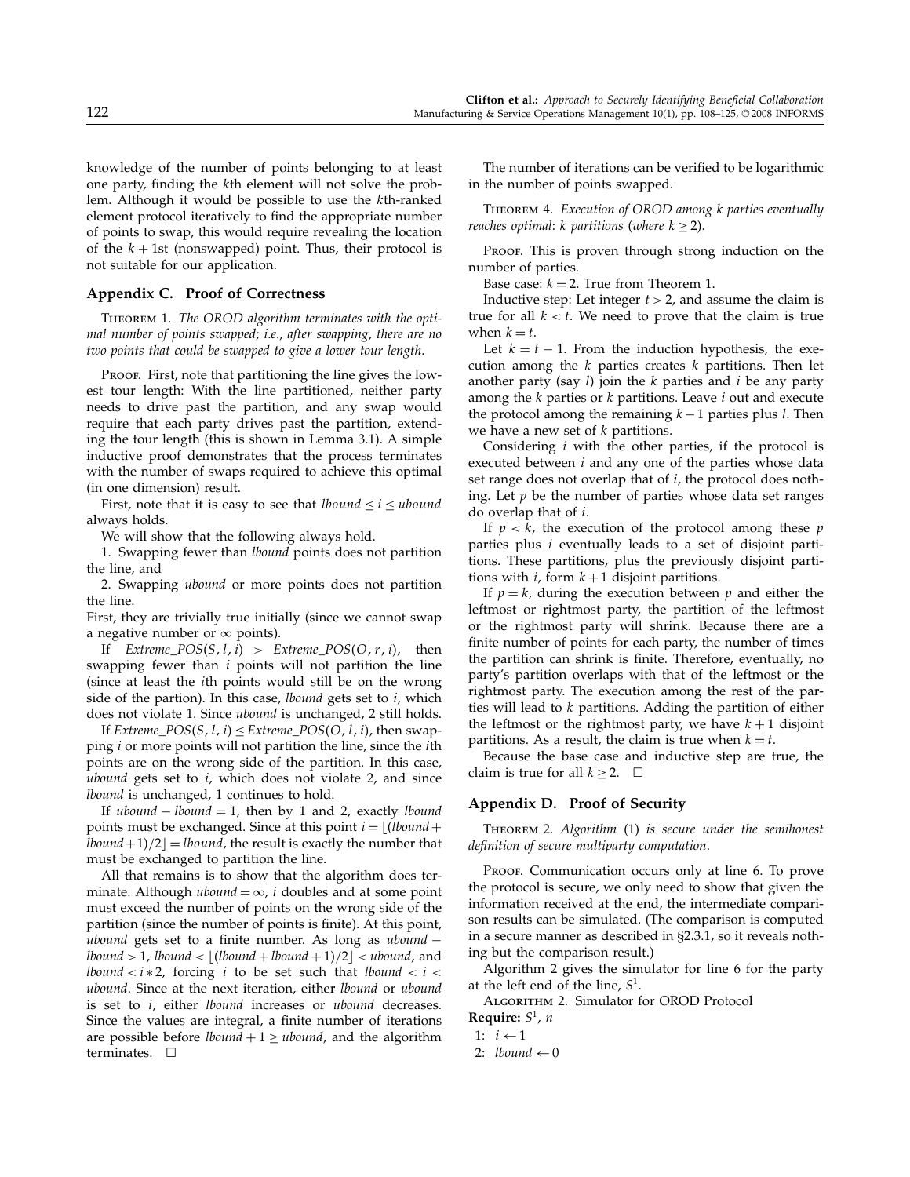knowledge of the number of points belonging to at least one party, finding the $k$th element will not solve the problem. Although it would be possible to use the $k$th-ranked element protocol iteratively to find the appropriate number of points to swap, this would require revealing the location of the $k+1$st (nonswapped) point. Thus, their protocol is not suitable for our application.

## Appendix C. Proof of Correctness

Theorem 1. *The OROD algorithm terminates with the optimal number of points swapped; i.e., after swapping, there are no two points that could be swapped to give a lower tour length.*

Proof. First, note that partitioning the line gives the lowest tour length: With the line partitioned, neither party needs to drive past the partition, and any swap would require that each party drives past the partition, extending the tour length (this is shown in Lemma 3.1). A simple inductive proof demonstrates that the process terminates with the number of swaps required to achieve this optimal (in one dimension) result.

First, note that it is easy to see that $lbound \le i \le ubound$ always holds.

We will show that the following always hold.

1. Swapping fewer than *lbound* points does not partition the line, and
2. Swapping *ubound* or more points does not partition the line.

First, they are trivially true initially (since we cannot swap a negative number or $\infty$ points).

If $Extreme\_POS(S, l, i) > Extreme\_POS(O, r, i)$, then swapping fewer than $i$ points will not partition the line (since at least the $i$th points would still be on the wrong side of the partion). In this case, *lbound* gets set to $i$, which does not violate 1. Since *ubound* is unchanged, 2 still holds.

If $Extreme\_POS(S, l, i) \le Extreme\_POS(O, l, i)$, then swapping $i$ or more points will not partition the line, since the $i$th points are on the wrong side of the partition. In this case, *ubound* gets set to $i$, which does not violate 2, and since *lbound* is unchanged, 1 continues to hold.

If $ubound - lbound = 1$, then by 1 and 2, exactly *lbound* points must be exchanged. Since at this point $i = \lfloor (lbound + lbound + 1)/2 \rfloor = lbound$, the result is exactly the number that must be exchanged to partition the line.

All that remains is to show that the algorithm does terminate. Although $ubound = \infty$, $i$ doubles and at some point must exceed the number of points on the wrong side of the partition (since the number of points is finite). At this point, *ubound* gets set to a finite number. As long as $ubound - lbound > 1$, $lbound < \lfloor (lbound + lbound + 1)/2 \rfloor < ubound$, and $lbound < i * 2$, forcing $i$ to be set such that $lbound < i < ubound$. Since at the next iteration, either *lbound* or *ubound* is set to $i$, either *lbound* increases or *ubound* decreases. Since the values are integral, a finite number of iterations are possible before $lbound + 1 \ge ubound$, and the algorithm terminates. $\square$

The number of iterations can be verified to be logarithmic in the number of points swapped.

Theorem 4. *Execution of OROD among $k$ parties eventually reaches optimal: $k$ partitions (where $k \ge 2$).*

Proof. This is proven through strong induction on the number of parties.

Base case: $k = 2$. True from Theorem 1.

Inductive step: Let integer $t > 2$, and assume the claim is true for all $k < t$. We need to prove that the claim is true when $k = t$.

Let $k = t - 1$. From the induction hypothesis, the execution among the $k$ parties creates $k$ partitions. Then let another party (say $l$) join the $k$ parties and $i$ be any party among the $k$ parties or $k$ partitions. Leave $i$ out and execute the protocol among the remaining $k-1$ parties plus $l$. Then we have a new set of $k$ partitions.

Considering $i$ with the other parties, if the protocol is executed between $i$ and any one of the parties whose data set range does not overlap that of $i$, the protocol does nothing. Let $p$ be the number of parties whose data set ranges do overlap that of $i$.

If $p < k$, the execution of the protocol among these $p$ parties plus $i$ eventually leads to a set of disjoint partitions. These partitions, plus the previously disjoint partitions with $i$, form $k+1$ disjoint partitions.

If $p = k$, during the execution between $p$ and either the leftmost or rightmost party, the partition of the leftmost or the rightmost party will shrink. Because there are a finite number of points for each party, the number of times the partition can shrink is finite. Therefore, eventually, no party's partition overlaps with that of the leftmost or the rightmost party. The execution among the rest of the parties will lead to $k$ partitions. Adding the partition of either the leftmost or the rightmost party, we have $k+1$ disjoint partitions. As a result, the claim is true when $k = t$.

Because the base case and inductive step are true, the claim is true for all $k \ge 2$. $\square$

## Appendix D. Proof of Security

Theorem 2. *Algorithm (1) is secure under the semihonest definition of secure multiparty computation.*

Proof. Communication occurs only at line 6. To prove the protocol is secure, we only need to show that given the information received at the end, the intermediate comparison results can be simulated. (The comparison is computed in a secure manner as described in §2.3.1, so it reveals nothing but the comparison result.)

Algorithm 2 gives the simulator for line 6 for the party at the left end of the line, $S^1$.

Algorithm 2. Simulator for OROD Protocol

**Require:** $S^1$, $n$

1: $i \leftarrow 1$
2: $lbound \leftarrow 0$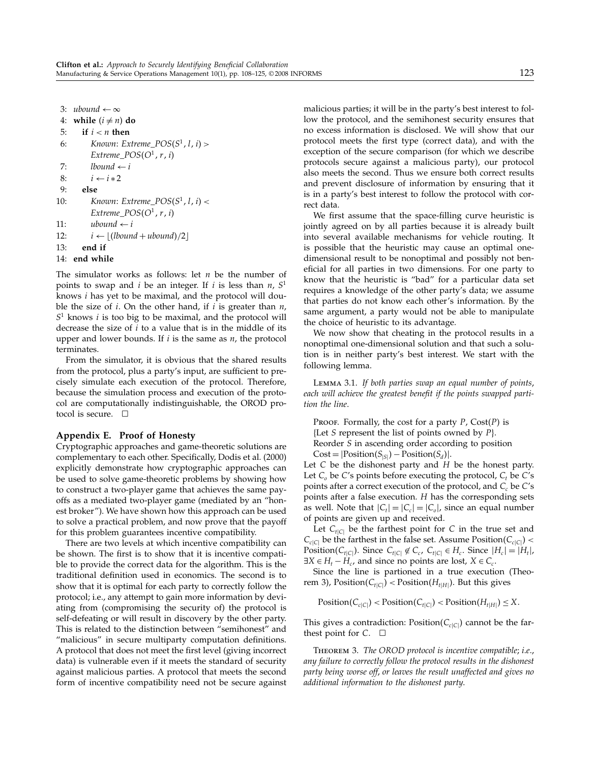```
3:  ubound ← ∞
4:  while (i ≠ n) do
5:      if i < n then
6:          Known: Extreme_POS(S^1, l, i) >
            Extreme_POS(O^1, r, i)
7:          lbound ← i
8:          i ← i * 2
9:      else
10:         Known: Extreme_POS(S^1, l, i) <
            Extreme_POS(O^1, r, i)
11:         ubound ← i
12:         i ← ⌊(lbound + ubound)/2⌋
13:     end if
14: end while
```

The simulator works as follows: let $n$ be the number of points to swap and $i$ be an integer. If $i$ is less than $n$, $S^1$ knows $i$ has yet to be maximal, and the protocol will double the size of $i$. On the other hand, if $i$ is greater than $n$, $S^1$ knows $i$ is too big to be maximal, and the protocol will decrease the size of $i$ to a value that is in the middle of its upper and lower bounds. If $i$ is the same as $n$, the protocol terminates.

From the simulator, it is obvious that the shared results from the protocol, plus a party's input, are sufficient to precisely simulate each execution of the protocol. Therefore, because the simulation process and execution of the protocol are computationally indistinguishable, the OROD protocol is secure. $\square$

## Appendix E. Proof of Honesty

Cryptographic approaches and game-theoretic solutions are complementary to each other. Specifically, Dodis et al. (2000) explicitly demonstrate how cryptographic approaches can be used to solve game-theoretic problems by showing how to construct a two-player game that achieves the same payoffs as a mediated two-player game (mediated by an "honest broker"). We have shown how this approach can be used to solve a practical problem, and now prove that the payoff for this problem guarantees incentive compatibility.

There are two levels at which incentive compatibility can be shown. The first is to show that it is incentive compatible to provide the correct data for the algorithm. This is the traditional definition used in economics. The second is to show that it is optimal for each party to correctly follow the protocol; i.e., any attempt to gain more information by deviating from (compromising the security of) the protocol is self-defeating or will result in discovery by the other party. This is related to the distinction between "semihonest" and "malicious" in secure multiparty computation definitions. A protocol that does not meet the first level (giving incorrect data) is vulnerable even if it meets the standard of security against malicious parties. A protocol that meets the second form of incentive compatibility need not be secure against malicious parties; it will be in the party's best interest to follow the protocol, and the semihonest security ensures that no excess information is disclosed. We will show that our protocol meets the first type (correct data), and with the exception of the secure comparison (for which we describe protocols secure against a malicious party), our protocol also meets the second. Thus we ensure both correct results and prevent disclosure of information by ensuring that it is in a party's best interest to follow the protocol with correct data.

We first assume that the space-filling curve heuristic is jointly agreed on by all parties because it is already built into several available mechanisms for vehicle routing. It is possible that the heuristic may cause an optimal one-dimensional result to be nonoptimal and possibly not beneficial for all parties in two dimensions. For one party to know that the heuristic is "bad" for a particular data set requires a knowledge of the other party's data; we assume that parties do not know each other's information. By the same argument, a party would not be able to manipulate the choice of heuristic to its advantage.

We now show that cheating in the protocol results in a nonoptimal one-dimensional solution and that such a solution is in neither party's best interest. We start with the following lemma.

Lemma 3.1. *If both parties swap an equal number of points, each will achieve the greatest benefit if the points swapped partition the line.*

Proof. Formally, the cost for a party $P$, Cost($P$) is

{Let $S$ represent the list of points owned by $P$}.

Reorder $S$ in ascending order according to position

$\text{Cost} = |\text{Position}(S_{|S|}) - \text{Position}(S_d)|$.

Let $C$ be the dishonest party and $H$ be the honest party. Let $C_o$ be $C$'s points before executing the protocol, $C_t$ be $C$'s points after a correct execution of the protocol, and $C_c$ be $C$'s points after a false execution. $H$ has the corresponding sets as well. Note that $|C_t| = |C_c| = |C_o|$, since an equal number of points are given up and received.

Let $C_{t|C|}$ be the farthest point for $C$ in the true set and $C_{c|C|}$ be the farthest in the false set. Assume $\text{Position}(C_{c|C|}) < \text{Position}(C_{t|C|})$. Since $C_{t|C|} \notin C_c$, $C_{t|C|} \in H_c$. Since $|H_c| = |H_t|$, $\exists X \in H_t - H_c$, and since no points are lost, $X \in C_c$.

Since the line is partioned in a true execution (Theorem 3), $\text{Position}(C_{t|C|}) < \text{Position}(H_{t|H|})$. But this gives

$$\text{Position}(C_{c|C|}) < \text{Position}(C_{t|C|}) < \text{Position}(H_{t|H|}) \leq X.$$

This gives a contradiction: $\text{Position}(C_{c|C|})$ cannot be the farthest point for $C$. $\square$

Theorem 3. *The OROD protocol is incentive compatible; i.e., any failure to correctly follow the protocol results in the dishonest party being worse off, or leaves the result unaffected and gives no additional information to the dishonest party.*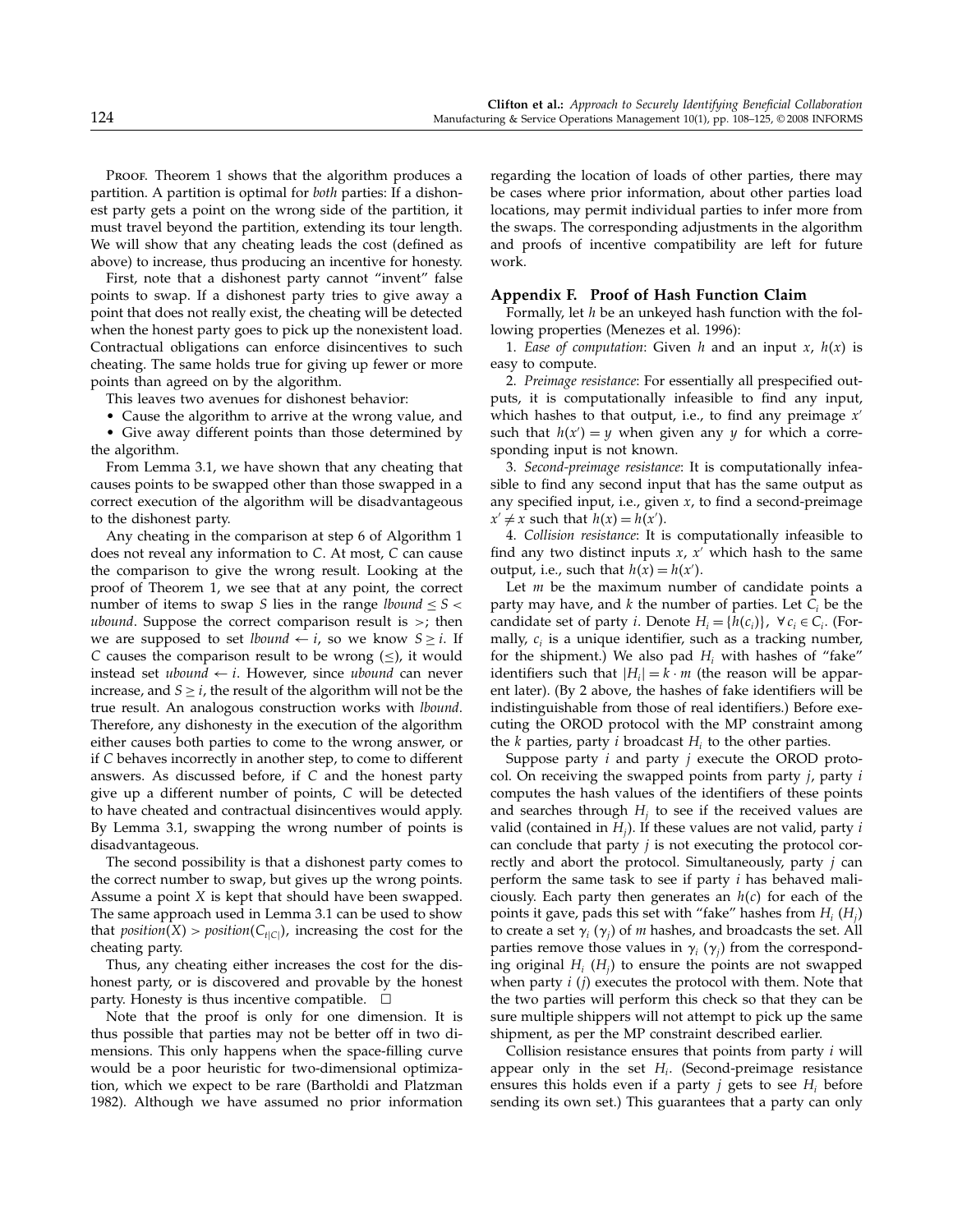PROOF. Theorem 1 shows that the algorithm produces a partition. A partition is optimal for *both* parties: If a dishonest party gets a point on the wrong side of the partition, it must travel beyond the partition, extending its tour length. We will show that any cheating leads the cost (defined as above) to increase, thus producing an incentive for honesty.

First, note that a dishonest party cannot "invent" false points to swap. If a dishonest party tries to give away a point that does not really exist, the cheating will be detected when the honest party goes to pick up the nonexistent load. Contractual obligations can enforce disincentives to such cheating. The same holds true for giving up fewer or more points than agreed on by the algorithm.

This leaves two avenues for dishonest behavior:

- Cause the algorithm to arrive at the wrong value, and
- Give away different points than those determined by the algorithm.

From Lemma 3.1, we have shown that any cheating that causes points to be swapped other than those swapped in a correct execution of the algorithm will be disadvantageous to the dishonest party.

Any cheating in the comparison at step 6 of Algorithm 1 does not reveal any information to $C$. At most, $C$ can cause the comparison to give the wrong result. Looking at the proof of Theorem 1, we see that at any point, the correct number of items to swap $S$ lies in the range $lbound \leq S < ubound$. Suppose the correct comparison result is $>$; then we are supposed to set $lbound \leftarrow i$, so we know $S \geq i$. If $C$ causes the comparison result to be wrong ($\leq$), it would instead set $ubound \leftarrow i$. However, since $ubound$ can never increase, and $S \geq i$, the result of the algorithm will not be the true result. An analogous construction works with $lbound$. Therefore, any dishonesty in the execution of the algorithm either causes both parties to come to the wrong answer, or if $C$ behaves incorrectly in another step, to come to different answers. As discussed before, if $C$ and the honest party give up a different number of points, $C$ will be detected to have cheated and contractual disincentives would apply. By Lemma 3.1, swapping the wrong number of points is disadvantageous.

The second possibility is that a dishonest party comes to the correct number to swap, but gives up the wrong points. Assume a point $X$ is kept that should have been swapped. The same approach used in Lemma 3.1 can be used to show that $position(X) > position(C_{t|C|})$, increasing the cost for the cheating party.

Thus, any cheating either increases the cost for the dishonest party, or is discovered and provable by the honest party. Honesty is thus incentive compatible. □

Note that the proof is only for one dimension. It is thus possible that parties may not be better off in two dimensions. This only happens when the space-filling curve would be a poor heuristic for two-dimensional optimization, which we expect to be rare (Bartholdi and Platzman 1982). Although we have assumed no prior information regarding the location of loads of other parties, there may be cases where prior information, about other parties load locations, may permit individual parties to infer more from the swaps. The corresponding adjustments in the algorithm and proofs of incentive compatibility are left for future work.

## Appendix F. Proof of Hash Function Claim

Formally, let $h$ be an unkeyed hash function with the following properties (Menezes et al. 1996):

1. *Ease of computation*: Given $h$ and an input $x$, $h(x)$ is easy to compute.
2. *Preimage resistance*: For essentially all prespecified outputs, it is computationally infeasible to find any input, which hashes to that output, i.e., to find any preimage $x'$ such that $h(x') = y$ when given any $y$ for which a corresponding input is not known.
3. *Second-preimage resistance*: It is computationally infeasible to find any second input that has the same output as any specified input, i.e., given $x$, to find a second-preimage $x' \neq x$ such that $h(x) = h(x')$.
4. *Collision resistance*: It is computationally infeasible to find any two distinct inputs $x$, $x'$ which hash to the same output, i.e., such that $h(x) = h(x')$.

Let $m$ be the maximum number of candidate points a party may have, and $k$ the number of parties. Let $C_i$ be the candidate set of party $i$. Denote $H_i = \{h(c_i)\}$, $\forall\, c_i \in C_i$. (Formally, $c_i$ is a unique identifier, such as a tracking number, for the shipment.) We also pad $H_i$ with hashes of "fake" identifiers such that $|H_i| = k \cdot m$ (the reason will be apparent later). (By 2 above, the hashes of fake identifiers will be indistinguishable from those of real identifiers.) Before executing the OROD protocol with the MP constraint among the $k$ parties, party $i$ broadcast $H_i$ to the other parties.

Suppose party $i$ and party $j$ execute the OROD protocol. On receiving the swapped points from party $j$, party $i$ computes the hash values of the identifiers of these points and searches through $H_j$ to see if the received values are valid (contained in $H_j$). If these values are not valid, party $i$ can conclude that party $j$ is not executing the protocol correctly and abort the protocol. Simultaneously, party $j$ can perform the same task to see if party $i$ has behaved maliciously. Each party then generates an $h(c)$ for each of the points it gave, pads this set with "fake" hashes from $H_i$ ($H_j$) to create a set $\gamma_i$ ($\gamma_j$) of $m$ hashes, and broadcasts the set. All parties remove those values in $\gamma_i$ ($\gamma_j$) from the corresponding original $H_i$ ($H_j$) to ensure the points are not swapped when party $i$ ($j$) executes the protocol with them. Note that the two parties will perform this check so that they can be sure multiple shippers will not attempt to pick up the same shipment, as per the MP constraint described earlier.

Collision resistance ensures that points from party $i$ will appear only in the set $H_i$. (Second-preimage resistance ensures this holds even if a party $j$ gets to see $H_i$ before sending its own set.) This guarantees that a party can only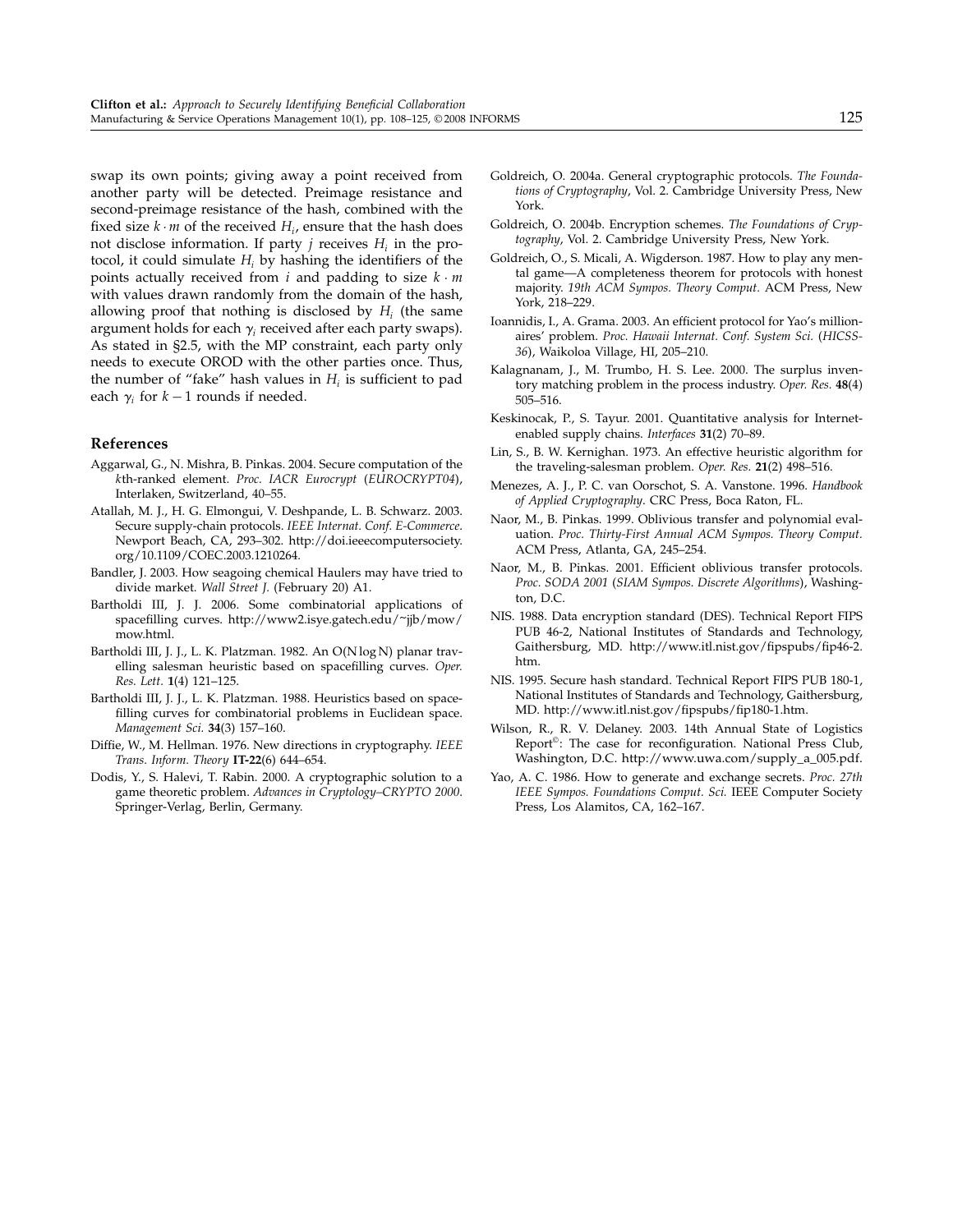swap its own points; giving away a point received from another party will be detected. Preimage resistance and second-preimage resistance of the hash, combined with the fixed size $k \cdot m$ of the received $H_i$, ensure that the hash does not disclose information. If party $j$ receives $H_i$ in the protocol, it could simulate $H_i$ by hashing the identifiers of the points actually received from $i$ and padding to size $k \cdot m$ with values drawn randomly from the domain of the hash, allowing proof that nothing is disclosed by $H_i$ (the same argument holds for each $\gamma_i$ received after each party swaps). As stated in §2.5, with the MP constraint, each party only needs to execute OROD with the other parties once. Thus, the number of "fake" hash values in $H_i$ is sufficient to pad each $\gamma_i$ for $k-1$ rounds if needed.

## References

Aggarwal, G., N. Mishra, B. Pinkas. 2004. Secure computation of the *k*th-ranked element. *Proc. IACR Eurocrypt* (*EUROCRYPT04*), Interlaken, Switzerland, 40–55.

Atallah, M. J., H. G. Elmongui, V. Deshpande, L. B. Schwarz. 2003. Secure supply-chain protocols. *IEEE Internat. Conf. E-Commerce*. Newport Beach, CA, 293–302. http://doi.ieeecomputersociety.org/10.1109/COEC.2003.1210264.

Bandler, J. 2003. How seagoing chemical Haulers may have tried to divide market. *Wall Street J.* (February 20) A1.

Bartholdi III, J. J. 2006. Some combinatorial applications of spacefilling curves. http://www2.isye.gatech.edu/~jjb/mow/mow.html.

Bartholdi III, J. J., L. K. Platzman. 1982. An O(N log N) planar travelling salesman heuristic based on spacefilling curves. *Oper. Res. Lett.* **1**(4) 121–125.

Bartholdi III, J. J., L. K. Platzman. 1988. Heuristics based on spacefilling curves for combinatorial problems in Euclidean space. *Management Sci.* **34**(3) 157–160.

Diffie, W., M. Hellman. 1976. New directions in cryptography. *IEEE Trans. Inform. Theory* **IT-22**(6) 644–654.

Dodis, Y., S. Halevi, T. Rabin. 2000. A cryptographic solution to a game theoretic problem. *Advances in Cryptology–CRYPTO 2000*. Springer-Verlag, Berlin, Germany.

Goldreich, O. 2004a. General cryptographic protocols. *The Foundations of Cryptography*, Vol. 2. Cambridge University Press, New York.

Goldreich, O. 2004b. Encryption schemes. *The Foundations of Cryptography*, Vol. 2. Cambridge University Press, New York.

Goldreich, O., S. Micali, A. Wigderson. 1987. How to play any mental game—A completeness theorem for protocols with honest majority. *19th ACM Sympos. Theory Comput.* ACM Press, New York, 218–229.

Ioannidis, I., A. Grama. 2003. An efficient protocol for Yao's millionaires' problem. *Proc. Hawaii Internat. Conf. System Sci.* (*HICSS-36*), Waikoloa Village, HI, 205–210.

Kalagnanam, J., M. Trumbo, H. S. Lee. 2000. The surplus inventory matching problem in the process industry. *Oper. Res.* **48**(4) 505–516.

Keskinocak, P., S. Tayur. 2001. Quantitative analysis for Internet-enabled supply chains. *Interfaces* **31**(2) 70–89.

Lin, S., B. W. Kernighan. 1973. An effective heuristic algorithm for the traveling-salesman problem. *Oper. Res.* **21**(2) 498–516.

Menezes, A. J., P. C. van Oorschot, S. A. Vanstone. 1996. *Handbook of Applied Cryptography*. CRC Press, Boca Raton, FL.

Naor, M., B. Pinkas. 1999. Oblivious transfer and polynomial evaluation. *Proc. Thirty-First Annual ACM Sympos. Theory Comput.* ACM Press, Atlanta, GA, 245–254.

Naor, M., B. Pinkas. 2001. Efficient oblivious transfer protocols. *Proc. SODA 2001* (*SIAM Sympos. Discrete Algorithms*), Washington, D.C.

NIS. 1988. Data encryption standard (DES). Technical Report FIPS PUB 46-2, National Institutes of Standards and Technology, Gaithersburg, MD. http://www.itl.nist.gov/fipspubs/fip46-2.htm.

NIS. 1995. Secure hash standard. Technical Report FIPS PUB 180-1, National Institutes of Standards and Technology, Gaithersburg, MD. http://www.itl.nist.gov/fipspubs/fip180-1.htm.

Wilson, R., R. V. Delaney. 2003. 14th Annual State of Logistics Report©: The case for reconfiguration. National Press Club, Washington, D.C. http://www.uwa.com/supply_a_005.pdf.

Yao, A. C. 1986. How to generate and exchange secrets. *Proc. 27th IEEE Sympos. Foundations Comput. Sci.* IEEE Computer Society Press, Los Alamitos, CA, 162–167.